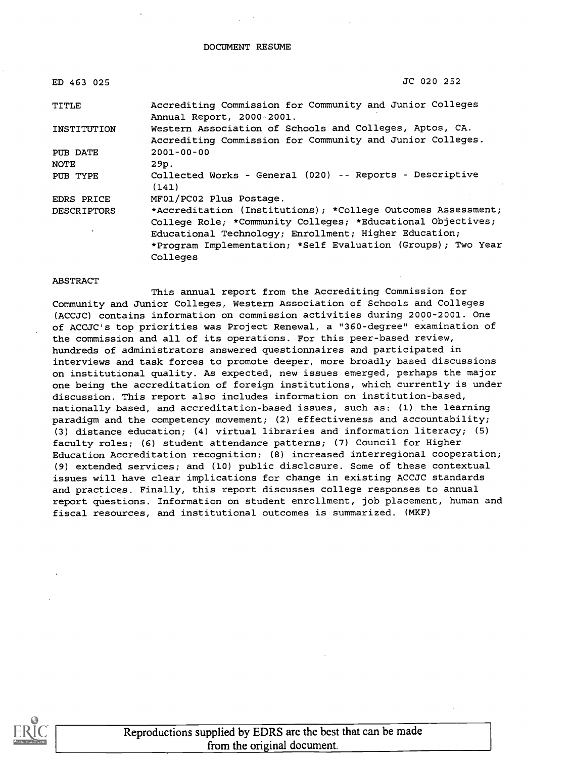DOCUMENT RESUME

| | |
|---|---|
| ED 463 025 | JC 020 252 |
| TITLE | Accrediting Commission for Community and Junior Colleges Annual Report, 2000-2001. |
| INSTITUTION | Western Association of Schools and Colleges, Aptos, CA. Accrediting Commission for Community and Junior Colleges. |
| PUB DATE | 2001-00-00 |
| NOTE | 29p. |
| PUB TYPE | Collected Works - General (020) -- Reports - Descriptive (141) |
| EDRS PRICE | MF01/PC02 Plus Postage. |
| DESCRIPTORS | *Accreditation (Institutions); *College Outcomes Assessment; College Role; *Community Colleges; *Educational Objectives; Educational Technology; Enrollment; Higher Education; *Program Implementation; *Self Evaluation (Groups); Two Year Colleges |

ABSTRACT

This annual report from the Accrediting Commission for Community and Junior Colleges, Western Association of Schools and Colleges (ACCJC) contains information on commission activities during 2000-2001. One of ACCJC's top priorities was Project Renewal, a "360-degree" examination of the commission and all of its operations. For this peer-based review, hundreds of administrators answered questionnaires and participated in interviews and task forces to promote deeper, more broadly based discussions on institutional quality. As expected, new issues emerged, perhaps the major one being the accreditation of foreign institutions, which currently is under discussion. This report also includes information on institution-based, nationally based, and accreditation-based issues, such as: (1) the learning paradigm and the competency movement; (2) effectiveness and accountability; (3) distance education; (4) virtual libraries and information literacy; (5) faculty roles; (6) student attendance patterns; (7) Council for Higher Education Accreditation recognition; (8) increased interregional cooperation; (9) extended services; and (10) public disclosure. Some of these contextual issues will have clear implications for change in existing ACCJC standards and practices. Finally, this report discusses college responses to annual report questions. Information on student enrollment, job placement, human and fiscal resources, and institutional outcomes is summarized. (MKF)

Reproductions supplied by EDRS are the best that can be made from the original document.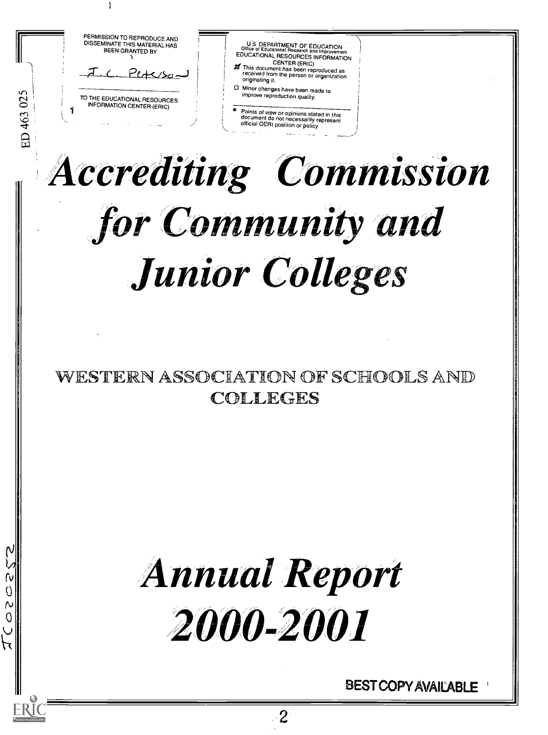PERMISSION TO REPRODUCE AND DISSEMINATE THIS MATERIAL HAS BEEN GRANTED BY

J. C. Peterson

TO THE EDUCATIONAL RESOURCES INFORMATION CENTER (ERIC)

U.S. DEPARTMENT OF EDUCATION
Office of Educational Research and Improvement
EDUCATIONAL RESOURCES INFORMATION CENTER (ERIC)

- [x] This document has been reproduced as received from the person or organization originating it.
- [ ] Minor changes have been made to improve reproduction quality.

- Points of view or opinions stated in this document do not necessarily represent official OERI position or policy.

ED 463 025

# *Accrediting Commission for Community and Junior Colleges*

## WESTERN ASSOCIATION OF SCHOOLS AND COLLEGES

# *Annual Report 2000-2001*

JC020252

BEST COPY AVAILABLE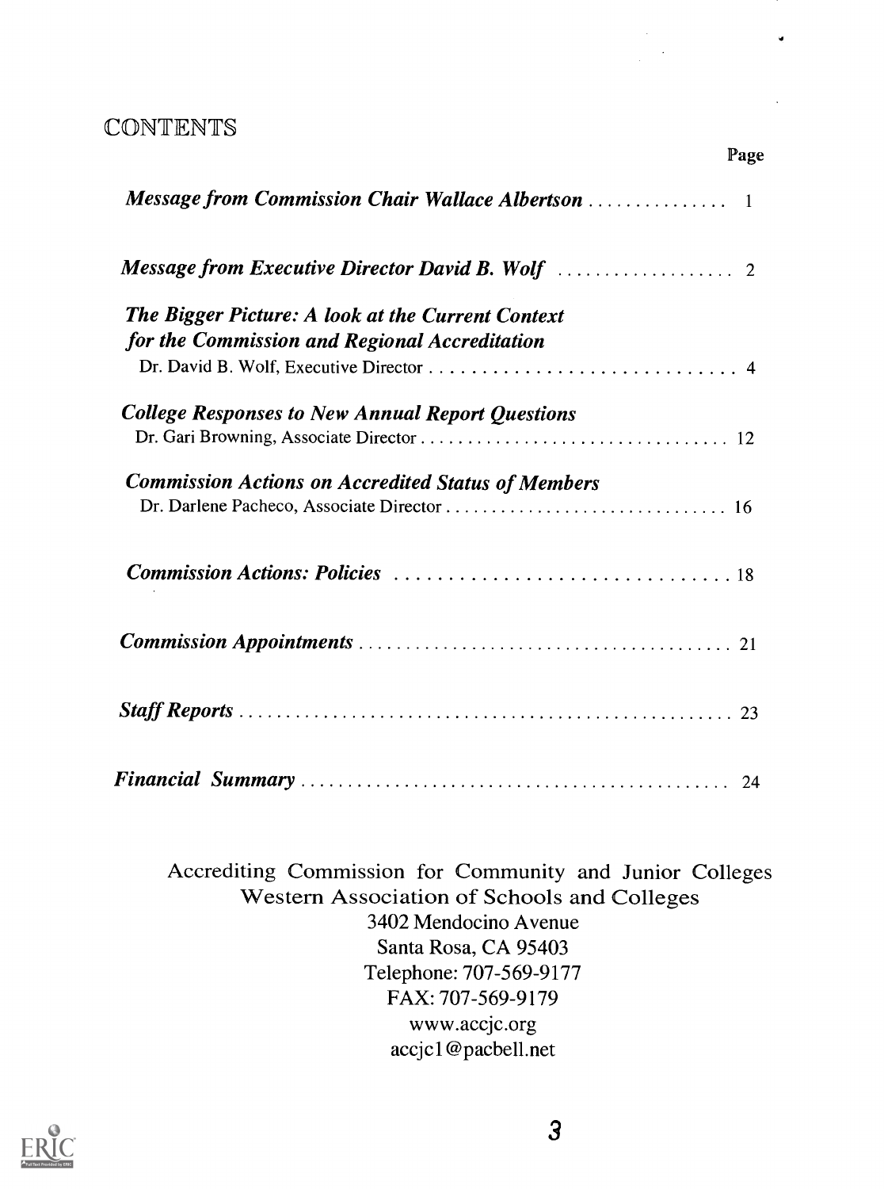# CONTENTS

Page

*Message from Commission Chair Wallace Albertson* .............. 1

*Message from Executive Director David B. Wolf* .................. 2

*The Bigger Picture: A look at the Current Context for the Commission and Regional Accreditation*
Dr. David B. Wolf, Executive Director ............................ 4

*College Responses to New Annual Report Questions*
Dr. Gari Browning, Associate Director ............................ 12

*Commission Actions on Accredited Status of Members*
Dr. Darlene Pacheco, Associate Director ............................ 16

*Commission Actions: Policies* ............................ 18

*Commission Appointments* ............................ 21

*Staff Reports* ............................ 23

*Financial Summary* ............................ 24

Accrediting Commission for Community and Junior Colleges
Western Association of Schools and Colleges
3402 Mendocino Avenue
Santa Rosa, CA 95403
Telephone: 707-569-9177
FAX: 707-569-9179
www.accjc.org
accjc1@pacbell.net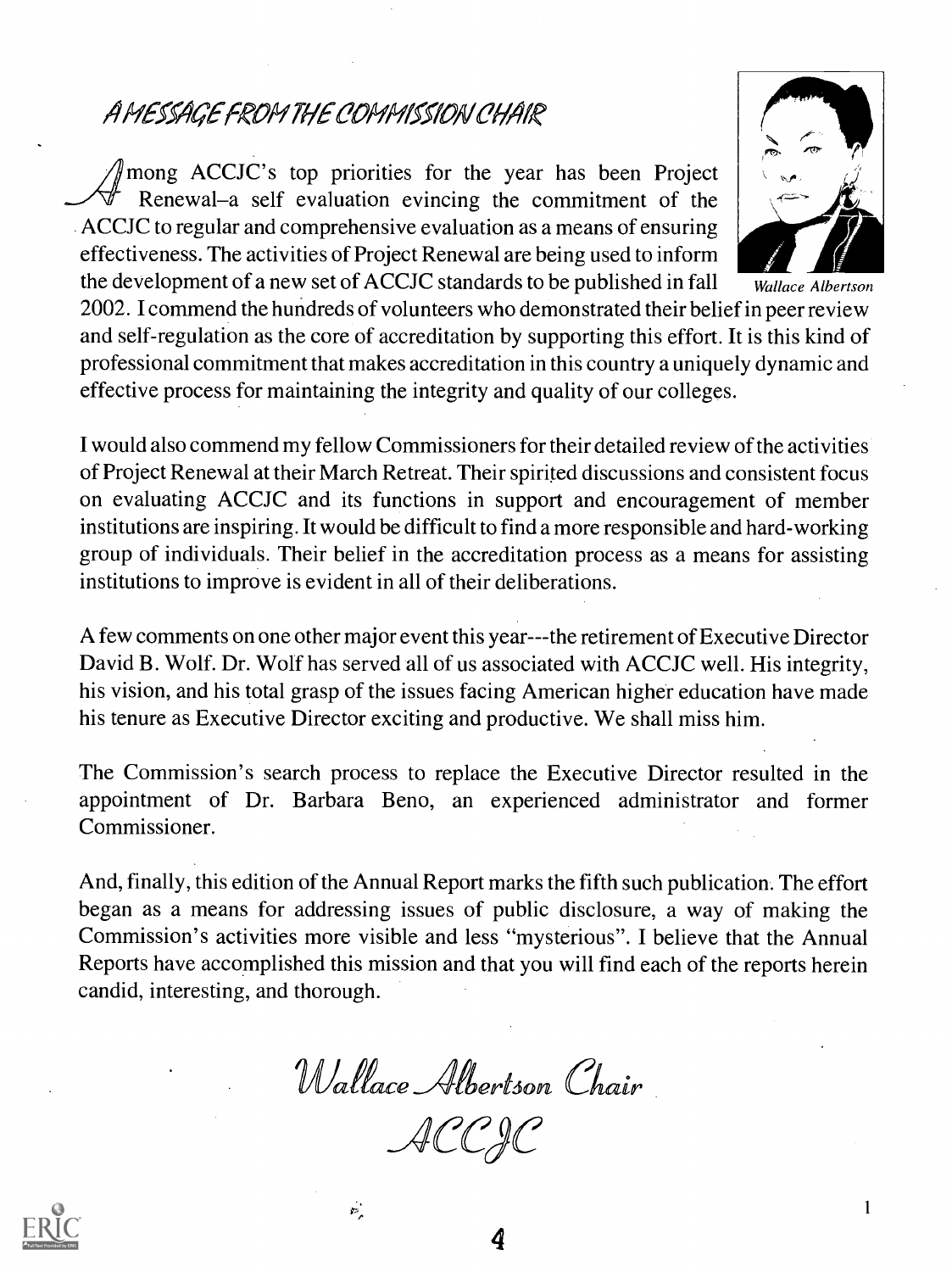## A MESSAGE FROM THE COMMISSION CHAIR

Among ACCJC's top priorities for the year has been Project Renewal–a self evaluation evincing the commitment of the ACCJC to regular and comprehensive evaluation as a means of ensuring effectiveness. The activities of Project Renewal are being used to inform the development of a new set of ACCJC standards to be published in fall 2002. I commend the hundreds of volunteers who demonstrated their belief in peer review and self-regulation as the core of accreditation by supporting this effort. It is this kind of professional commitment that makes accreditation in this country a uniquely dynamic and effective process for maintaining the integrity and quality of our colleges.

*Wallace Albertson*

I would also commend my fellow Commissioners for their detailed review of the activities of Project Renewal at their March Retreat. Their spirited discussions and consistent focus on evaluating ACCJC and its functions in support and encouragement of member institutions are inspiring. It would be difficult to find a more responsible and hard-working group of individuals. Their belief in the accreditation process as a means for assisting institutions to improve is evident in all of their deliberations.

A few comments on one other major event this year---the retirement of Executive Director David B. Wolf. Dr. Wolf has served all of us associated with ACCJC well. His integrity, his vision, and his total grasp of the issues facing American higher education have made his tenure as Executive Director exciting and productive. We shall miss him.

The Commission's search process to replace the Executive Director resulted in the appointment of Dr. Barbara Beno, an experienced administrator and former Commissioner.

And, finally, this edition of the Annual Report marks the fifth such publication. The effort began as a means for addressing issues of public disclosure, a way of making the Commission's activities more visible and less "mysterious". I believe that the Annual Reports have accomplished this mission and that you will find each of the reports herein candid, interesting, and thorough.

*Wallace Albertson Chair*

*ACCJC*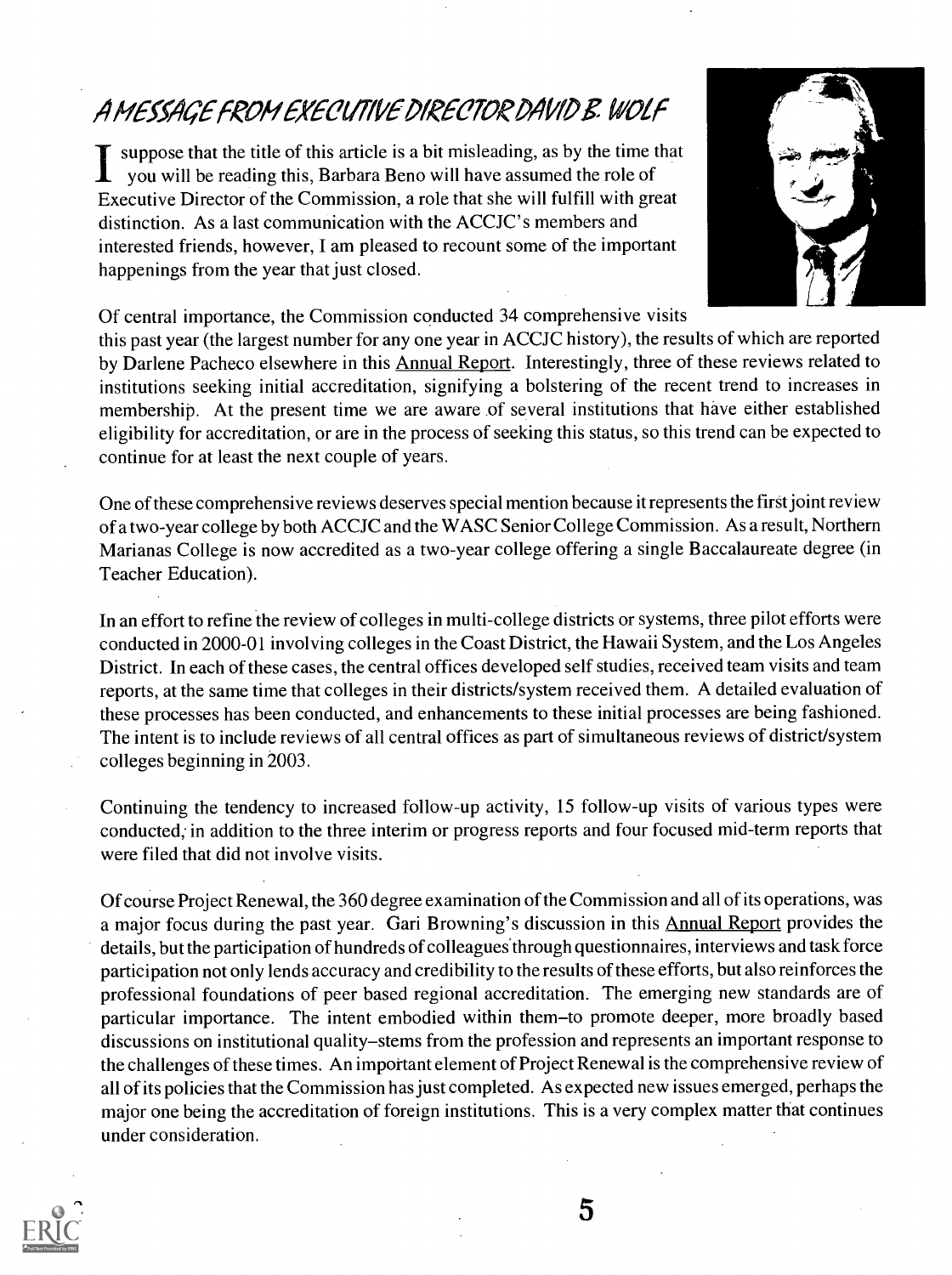# A MESSAGE FROM EXECUTIVE DIRECTOR DAVID B. WOLF

I suppose that the title of this article is a bit misleading, as by the time that you will be reading this, Barbara Beno will have assumed the role of Executive Director of the Commission, a role that she will fulfill with great distinction. As a last communication with the ACCJC's members and interested friends, however, I am pleased to recount some of the important happenings from the year that just closed.

Of central importance, the Commission conducted 34 comprehensive visits this past year (the largest number for any one year in ACCJC history), the results of which are reported by Darlene Pacheco elsewhere in this Annual Report. Interestingly, three of these reviews related to institutions seeking initial accreditation, signifying a bolstering of the recent trend to increases in membership. At the present time we are aware of several institutions that have either established eligibility for accreditation, or are in the process of seeking this status, so this trend can be expected to continue for at least the next couple of years.

One of these comprehensive reviews deserves special mention because it represents the first joint review of a two-year college by both ACCJC and the WASC Senior College Commission. As a result, Northern Marianas College is now accredited as a two-year college offering a single Baccalaureate degree (in Teacher Education).

In an effort to refine the review of colleges in multi-college districts or systems, three pilot efforts were conducted in 2000-01 involving colleges in the Coast District, the Hawaii System, and the Los Angeles District. In each of these cases, the central offices developed self studies, received team visits and team reports, at the same time that colleges in their districts/system received them. A detailed evaluation of these processes has been conducted, and enhancements to these initial processes are being fashioned. The intent is to include reviews of all central offices as part of simultaneous reviews of district/system colleges beginning in 2003.

Continuing the tendency to increased follow-up activity, 15 follow-up visits of various types were conducted, in addition to the three interim or progress reports and four focused mid-term reports that were filed that did not involve visits.

Of course Project Renewal, the 360 degree examination of the Commission and all of its operations, was a major focus during the past year. Gari Browning's discussion in this Annual Report provides the details, but the participation of hundreds of colleagues through questionnaires, interviews and task force participation not only lends accuracy and credibility to the results of these efforts, but also reinforces the professional foundations of peer based regional accreditation. The emerging new standards are of particular importance. The intent embodied within them–to promote deeper, more broadly based discussions on institutional quality–stems from the profession and represents an important response to the challenges of these times. An important element of Project Renewal is the comprehensive review of all of its policies that the Commission has just completed. As expected new issues emerged, perhaps the major one being the accreditation of foreign institutions. This is a very complex matter that continues under consideration.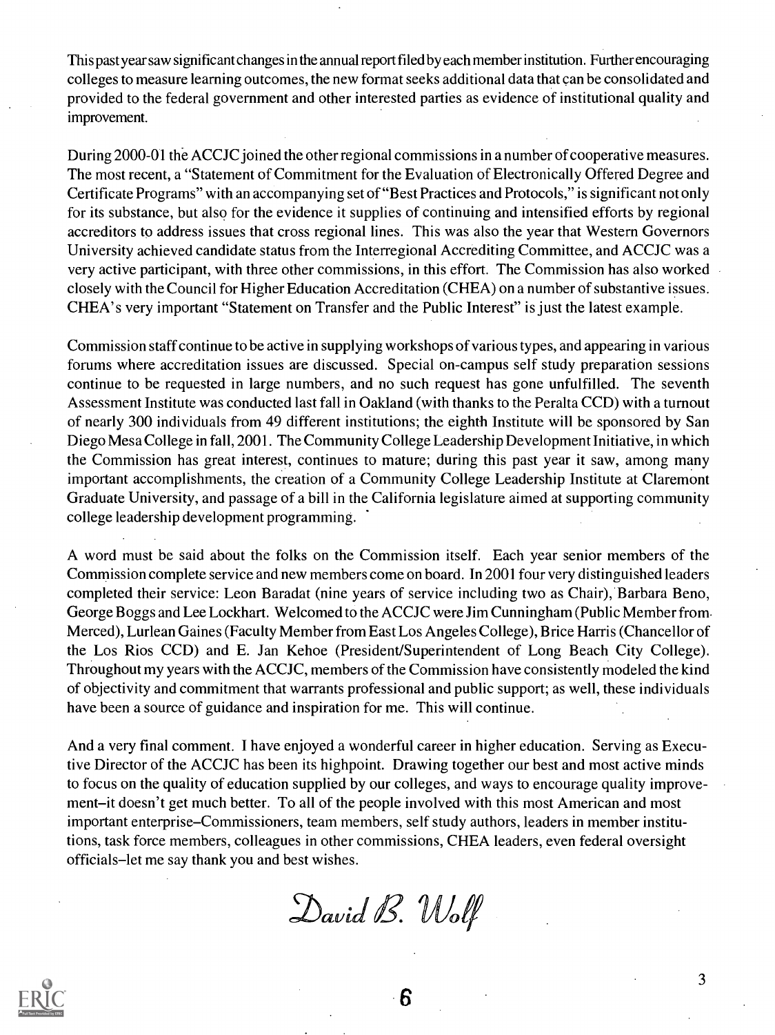This past year saw significant changes in the annual report filed by each member institution. Further encouraging colleges to measure learning outcomes, the new format seeks additional data that can be consolidated and provided to the federal government and other interested parties as evidence of institutional quality and improvement.

During 2000-01 the ACCJC joined the other regional commissions in a number of cooperative measures. The most recent, a "Statement of Commitment for the Evaluation of Electronically Offered Degree and Certificate Programs" with an accompanying set of "Best Practices and Protocols," is significant not only for its substance, but also for the evidence it supplies of continuing and intensified efforts by regional accreditors to address issues that cross regional lines. This was also the year that Western Governors University achieved candidate status from the Interregional Accrediting Committee, and ACCJC was a very active participant, with three other commissions, in this effort. The Commission has also worked closely with the Council for Higher Education Accreditation (CHEA) on a number of substantive issues. CHEA's very important "Statement on Transfer and the Public Interest" is just the latest example.

Commission staff continue to be active in supplying workshops of various types, and appearing in various forums where accreditation issues are discussed. Special on-campus self study preparation sessions continue to be requested in large numbers, and no such request has gone unfulfilled. The seventh Assessment Institute was conducted last fall in Oakland (with thanks to the Peralta CCD) with a turnout of nearly 300 individuals from 49 different institutions; the eighth Institute will be sponsored by San Diego Mesa College in fall, 2001. The Community College Leadership Development Initiative, in which the Commission has great interest, continues to mature; during this past year it saw, among many important accomplishments, the creation of a Community College Leadership Institute at Claremont Graduate University, and passage of a bill in the California legislature aimed at supporting community college leadership development programming.

A word must be said about the folks on the Commission itself. Each year senior members of the Commission complete service and new members come on board. In 2001 four very distinguished leaders completed their service: Leon Baradat (nine years of service including two as Chair), Barbara Beno, George Boggs and Lee Lockhart. Welcomed to the ACCJC were Jim Cunningham (Public Member from Merced), Lurlean Gaines (Faculty Member from East Los Angeles College), Brice Harris (Chancellor of the Los Rios CCD) and E. Jan Kehoe (President/Superintendent of Long Beach City College). Throughout my years with the ACCJC, members of the Commission have consistently modeled the kind of objectivity and commitment that warrants professional and public support; as well, these individuals have been a source of guidance and inspiration for me. This will continue.

And a very final comment. I have enjoyed a wonderful career in higher education. Serving as Executive Director of the ACCJC has been its highpoint. Drawing together our best and most active minds to focus on the quality of education supplied by our colleges, and ways to encourage quality improvement–it doesn't get much better. To all of the people involved with this most American and most important enterprise–Commissioners, team members, self study authors, leaders in member institutions, task force members, colleagues in other commissions, CHEA leaders, even federal oversight officials–let me say thank you and best wishes.

*David B. Wolf*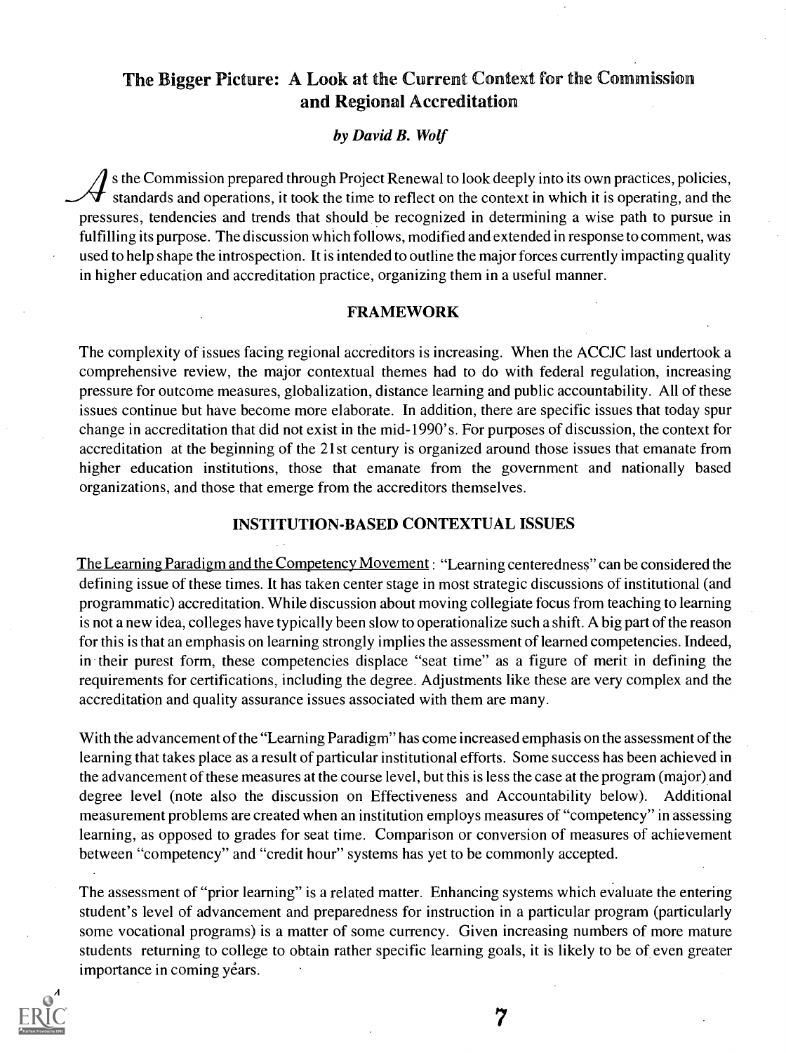## The Bigger Picture: A Look at the Current Context for the Commission and Regional Accreditation

*by David B. Wolf*

As the Commission prepared through Project Renewal to look deeply into its own practices, policies, standards and operations, it took the time to reflect on the context in which it is operating, and the pressures, tendencies and trends that should be recognized in determining a wise path to pursue in fulfilling its purpose. The discussion which follows, modified and extended in response to comment, was used to help shape the introspection. It is intended to outline the major forces currently impacting quality in higher education and accreditation practice, organizing them in a useful manner.

### FRAMEWORK

The complexity of issues facing regional accreditors is increasing. When the ACCJC last undertook a comprehensive review, the major contextual themes had to do with federal regulation, increasing pressure for outcome measures, globalization, distance learning and public accountability. All of these issues continue but have become more elaborate. In addition, there are specific issues that today spur change in accreditation that did not exist in the mid-1990's. For purposes of discussion, the context for accreditation at the beginning of the 21st century is organized around those issues that emanate from higher education institutions, those that emanate from the government and nationally based organizations, and those that emerge from the accreditors themselves.

### INSTITUTION-BASED CONTEXTUAL ISSUES

The Learning Paradigm and the Competency Movement: "Learning centeredness" can be considered the defining issue of these times. It has taken center stage in most strategic discussions of institutional (and programmatic) accreditation. While discussion about moving collegiate focus from teaching to learning is not a new idea, colleges have typically been slow to operationalize such a shift. A big part of the reason for this is that an emphasis on learning strongly implies the assessment of learned competencies. Indeed, in their purest form, these competencies displace "seat time" as a figure of merit in defining the requirements for certifications, including the degree. Adjustments like these are very complex and the accreditation and quality assurance issues associated with them are many.

With the advancement of the "Learning Paradigm" has come increased emphasis on the assessment of the learning that takes place as a result of particular institutional efforts. Some success has been achieved in the advancement of these measures at the course level, but this is less the case at the program (major) and degree level (note also the discussion on Effectiveness and Accountability below). Additional measurement problems are created when an institution employs measures of "competency" in assessing learning, as opposed to grades for seat time. Comparison or conversion of measures of achievement between "competency" and "credit hour" systems has yet to be commonly accepted.

The assessment of "prior learning" is a related matter. Enhancing systems which evaluate the entering student's level of advancement and preparedness for instruction in a particular program (particularly some vocational programs) is a matter of some currency. Given increasing numbers of more mature students returning to college to obtain rather specific learning goals, it is likely to be of even greater importance in coming years.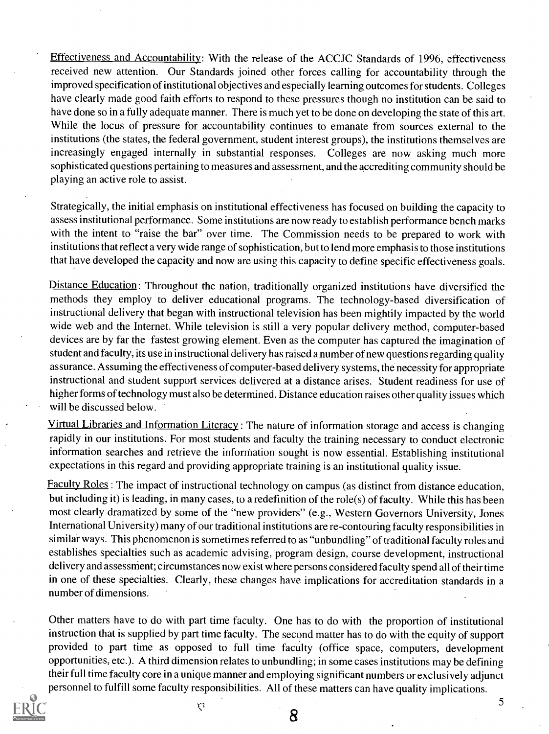Effectiveness and Accountability: With the release of the ACCJC Standards of 1996, effectiveness received new attention. Our Standards joined other forces calling for accountability through the improved specification of institutional objectives and especially learning outcomes for students. Colleges have clearly made good faith efforts to respond to these pressures though no institution can be said to have done so in a fully adequate manner. There is much yet to be done on developing the state of this art. While the locus of pressure for accountability continues to emanate from sources external to the institutions (the states, the federal government, student interest groups), the institutions themselves are increasingly engaged internally in substantial responses. Colleges are now asking much more sophisticated questions pertaining to measures and assessment, and the accrediting community should be playing an active role to assist.

Strategically, the initial emphasis on institutional effectiveness has focused on building the capacity to assess institutional performance. Some institutions are now ready to establish performance bench marks with the intent to "raise the bar" over time. The Commission needs to be prepared to work with institutions that reflect a very wide range of sophistication, but to lend more emphasis to those institutions that have developed the capacity and now are using this capacity to define specific effectiveness goals.

Distance Education: Throughout the nation, traditionally organized institutions have diversified the methods they employ to deliver educational programs. The technology-based diversification of instructional delivery that began with instructional television has been mightily impacted by the world wide web and the Internet. While television is still a very popular delivery method, computer-based devices are by far the fastest growing element. Even as the computer has captured the imagination of student and faculty, its use in instructional delivery has raised a number of new questions regarding quality assurance. Assuming the effectiveness of computer-based delivery systems, the necessity for appropriate instructional and student support services delivered at a distance arises. Student readiness for use of higher forms of technology must also be determined. Distance education raises other quality issues which will be discussed below.

Virtual Libraries and Information Literacy: The nature of information storage and access is changing rapidly in our institutions. For most students and faculty the training necessary to conduct electronic information searches and retrieve the information sought is now essential. Establishing institutional expectations in this regard and providing appropriate training is an institutional quality issue.

Faculty Roles: The impact of instructional technology on campus (as distinct from distance education, but including it) is leading, in many cases, to a redefinition of the role(s) of faculty. While this has been most clearly dramatized by some of the "new providers" (e.g., Western Governors University, Jones International University) many of our traditional institutions are re-contouring faculty responsibilities in similar ways. This phenomenon is sometimes referred to as "unbundling" of traditional faculty roles and establishes specialties such as academic advising, program design, course development, instructional delivery and assessment; circumstances now exist where persons considered faculty spend all of their time in one of these specialties. Clearly, these changes have implications for accreditation standards in a number of dimensions.

Other matters have to do with part time faculty. One has to do with the proportion of institutional instruction that is supplied by part time faculty. The second matter has to do with the equity of support provided to part time as opposed to full time faculty (office space, computers, development opportunities, etc.). A third dimension relates to unbundling; in some cases institutions may be defining their full time faculty core in a unique manner and employing significant numbers or exclusively adjunct personnel to fulfill some faculty responsibilities. All of these matters can have quality implications.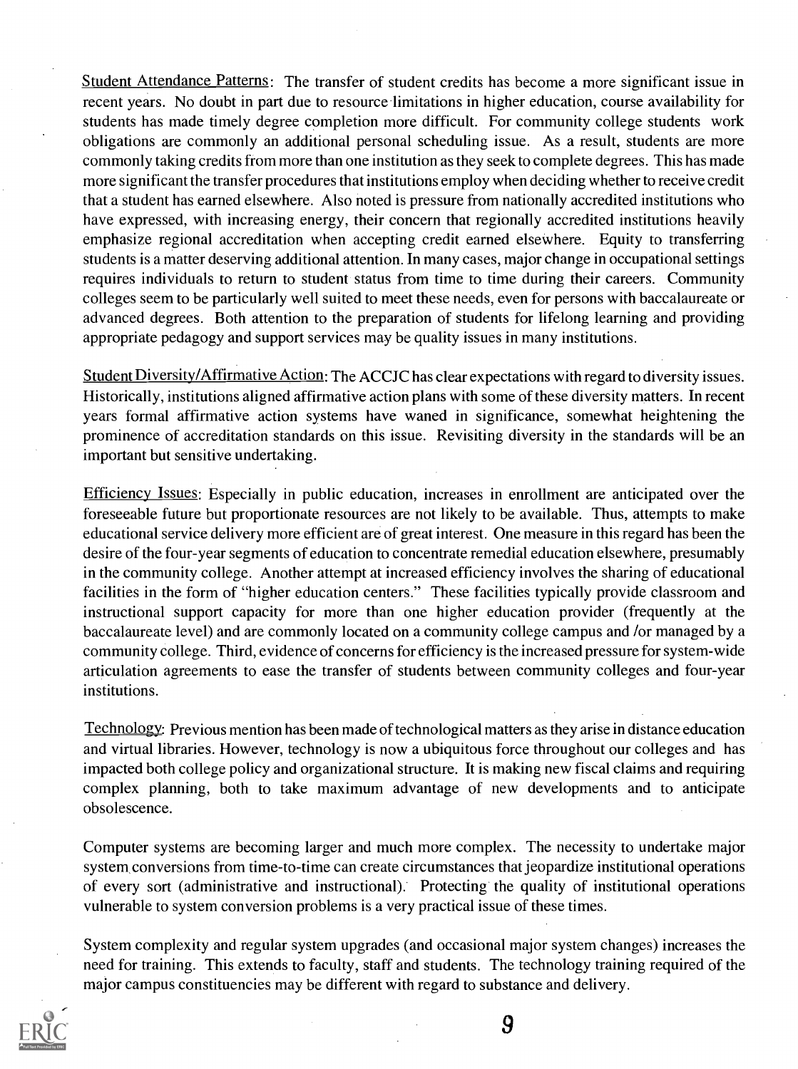Student Attendance Patterns: The transfer of student credits has become a more significant issue in recent years. No doubt in part due to resource limitations in higher education, course availability for students has made timely degree completion more difficult. For community college students work obligations are commonly an additional personal scheduling issue. As a result, students are more commonly taking credits from more than one institution as they seek to complete degrees. This has made more significant the transfer procedures that institutions employ when deciding whether to receive credit that a student has earned elsewhere. Also noted is pressure from nationally accredited institutions who have expressed, with increasing energy, their concern that regionally accredited institutions heavily emphasize regional accreditation when accepting credit earned elsewhere. Equity to transferring students is a matter deserving additional attention. In many cases, major change in occupational settings requires individuals to return to student status from time to time during their careers. Community colleges seem to be particularly well suited to meet these needs, even for persons with baccalaureate or advanced degrees. Both attention to the preparation of students for lifelong learning and providing appropriate pedagogy and support services may be quality issues in many institutions.

Student Diversity/Affirmative Action: The ACCJC has clear expectations with regard to diversity issues. Historically, institutions aligned affirmative action plans with some of these diversity matters. In recent years formal affirmative action systems have waned in significance, somewhat heightening the prominence of accreditation standards on this issue. Revisiting diversity in the standards will be an important but sensitive undertaking.

Efficiency Issues: Especially in public education, increases in enrollment are anticipated over the foreseeable future but proportionate resources are not likely to be available. Thus, attempts to make educational service delivery more efficient are of great interest. One measure in this regard has been the desire of the four-year segments of education to concentrate remedial education elsewhere, presumably in the community college. Another attempt at increased efficiency involves the sharing of educational facilities in the form of "higher education centers." These facilities typically provide classroom and instructional support capacity for more than one higher education provider (frequently at the baccalaureate level) and are commonly located on a community college campus and /or managed by a community college. Third, evidence of concerns for efficiency is the increased pressure for system-wide articulation agreements to ease the transfer of students between community colleges and four-year institutions.

Technology: Previous mention has been made of technological matters as they arise in distance education and virtual libraries. However, technology is now a ubiquitous force throughout our colleges and has impacted both college policy and organizational structure. It is making new fiscal claims and requiring complex planning, both to take maximum advantage of new developments and to anticipate obsolescence.

Computer systems are becoming larger and much more complex. The necessity to undertake major system conversions from time-to-time can create circumstances that jeopardize institutional operations of every sort (administrative and instructional). Protecting the quality of institutional operations vulnerable to system conversion problems is a very practical issue of these times.

System complexity and regular system upgrades (and occasional major system changes) increases the need for training. This extends to faculty, staff and students. The technology training required of the major campus constituencies may be different with regard to substance and delivery.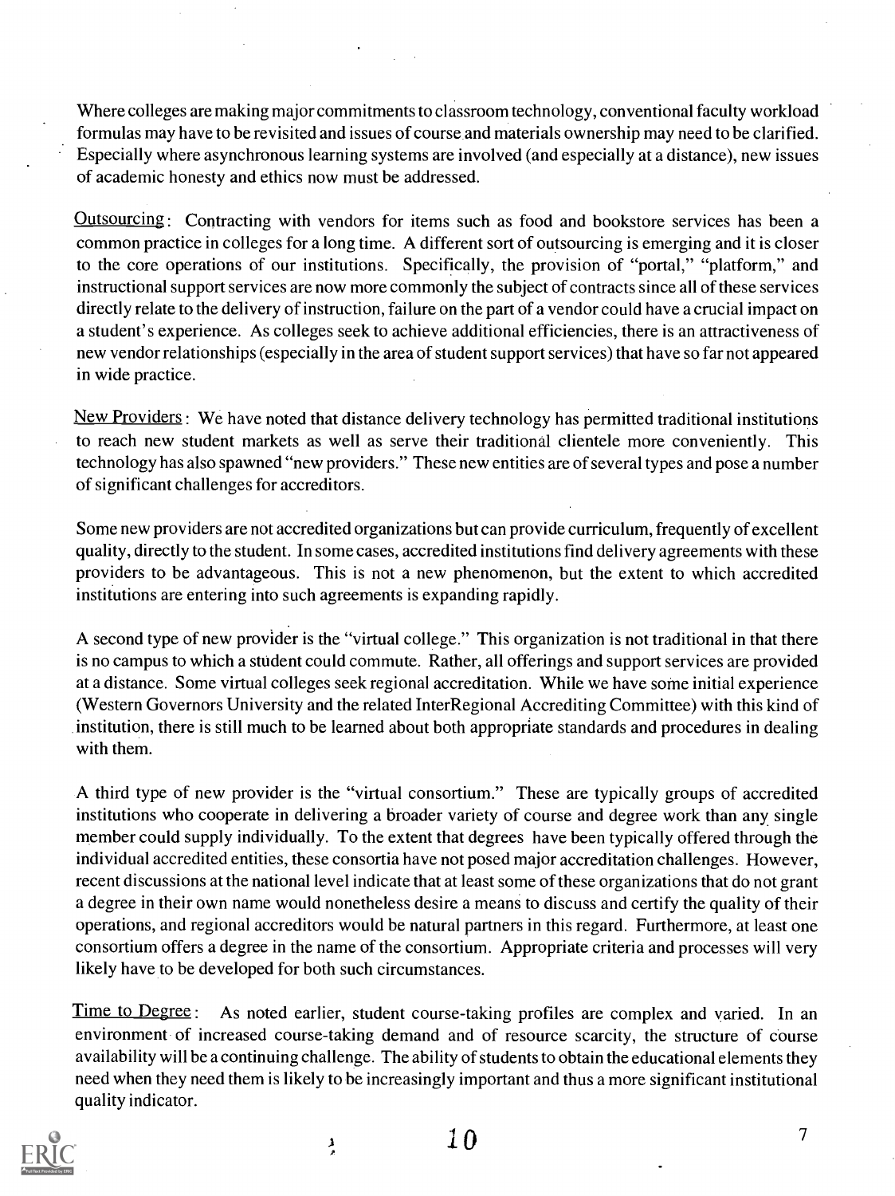Where colleges are making major commitments to classroom technology, conventional faculty workload formulas may have to be revisited and issues of course and materials ownership may need to be clarified. Especially where asynchronous learning systems are involved (and especially at a distance), new issues of academic honesty and ethics now must be addressed.

Outsourcing: Contracting with vendors for items such as food and bookstore services has been a common practice in colleges for a long time. A different sort of outsourcing is emerging and it is closer to the core operations of our institutions. Specifically, the provision of "portal," "platform," and instructional support services are now more commonly the subject of contracts since all of these services directly relate to the delivery of instruction, failure on the part of a vendor could have a crucial impact on a student's experience. As colleges seek to achieve additional efficiencies, there is an attractiveness of new vendor relationships (especially in the area of student support services) that have so far not appeared in wide practice.

New Providers: We have noted that distance delivery technology has permitted traditional institutions to reach new student markets as well as serve their traditional clientele more conveniently. This technology has also spawned "new providers." These new entities are of several types and pose a number of significant challenges for accreditors.

Some new providers are not accredited organizations but can provide curriculum, frequently of excellent quality, directly to the student. In some cases, accredited institutions find delivery agreements with these providers to be advantageous. This is not a new phenomenon, but the extent to which accredited institutions are entering into such agreements is expanding rapidly.

A second type of new provider is the "virtual college." This organization is not traditional in that there is no campus to which a student could commute. Rather, all offerings and support services are provided at a distance. Some virtual colleges seek regional accreditation. While we have some initial experience (Western Governors University and the related InterRegional Accrediting Committee) with this kind of institution, there is still much to be learned about both appropriate standards and procedures in dealing with them.

A third type of new provider is the "virtual consortium." These are typically groups of accredited institutions who cooperate in delivering a broader variety of course and degree work than any single member could supply individually. To the extent that degrees have been typically offered through the individual accredited entities, these consortia have not posed major accreditation challenges. However, recent discussions at the national level indicate that at least some of these organizations that do not grant a degree in their own name would nonetheless desire a means to discuss and certify the quality of their operations, and regional accreditors would be natural partners in this regard. Furthermore, at least one consortium offers a degree in the name of the consortium. Appropriate criteria and processes will very likely have to be developed for both such circumstances.

Time to Degree: As noted earlier, student course-taking profiles are complex and varied. In an environment of increased course-taking demand and of resource scarcity, the structure of course availability will be a continuing challenge. The ability of students to obtain the educational elements they need when they need them is likely to be increasingly important and thus a more significant institutional quality indicator.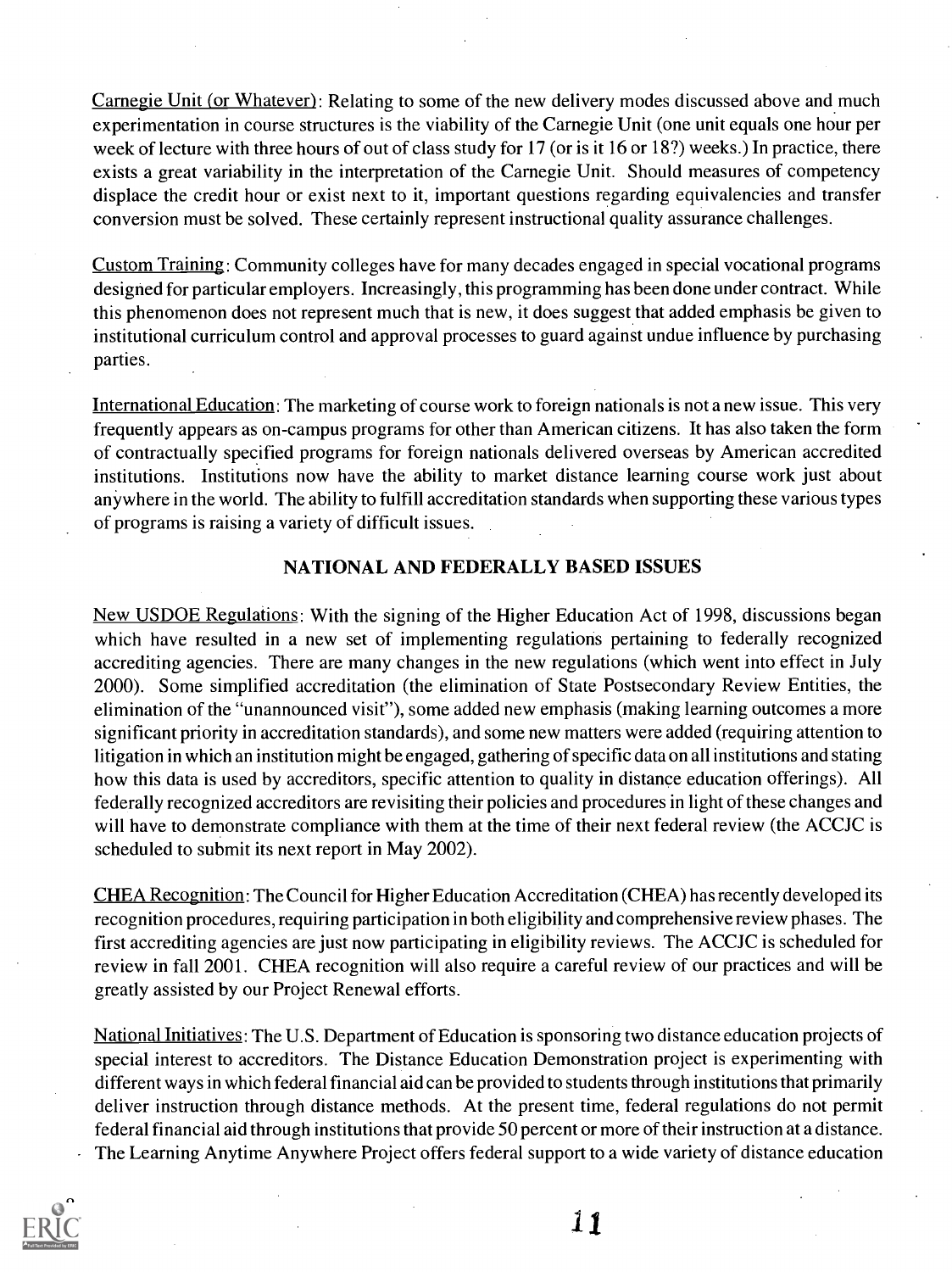Carnegie Unit (or Whatever): Relating to some of the new delivery modes discussed above and much experimentation in course structures is the viability of the Carnegie Unit (one unit equals one hour per week of lecture with three hours of out of class study for 17 (or is it 16 or 18?) weeks.) In practice, there exists a great variability in the interpretation of the Carnegie Unit. Should measures of competency displace the credit hour or exist next to it, important questions regarding equivalencies and transfer conversion must be solved. These certainly represent instructional quality assurance challenges.

Custom Training: Community colleges have for many decades engaged in special vocational programs designed for particular employers. Increasingly, this programming has been done under contract. While this phenomenon does not represent much that is new, it does suggest that added emphasis be given to institutional curriculum control and approval processes to guard against undue influence by purchasing parties.

International Education: The marketing of course work to foreign nationals is not a new issue. This very frequently appears as on-campus programs for other than American citizens. It has also taken the form of contractually specified programs for foreign nationals delivered overseas by American accredited institutions. Institutions now have the ability to market distance learning course work just about anywhere in the world. The ability to fulfill accreditation standards when supporting these various types of programs is raising a variety of difficult issues.

## NATIONAL AND FEDERALLY BASED ISSUES

New USDOE Regulations: With the signing of the Higher Education Act of 1998, discussions began which have resulted in a new set of implementing regulations pertaining to federally recognized accrediting agencies. There are many changes in the new regulations (which went into effect in July 2000). Some simplified accreditation (the elimination of State Postsecondary Review Entities, the elimination of the "unannounced visit"), some added new emphasis (making learning outcomes a more significant priority in accreditation standards), and some new matters were added (requiring attention to litigation in which an institution might be engaged, gathering of specific data on all institutions and stating how this data is used by accreditors, specific attention to quality in distance education offerings). All federally recognized accreditors are revisiting their policies and procedures in light of these changes and will have to demonstrate compliance with them at the time of their next federal review (the ACCJC is scheduled to submit its next report in May 2002).

CHEA Recognition: The Council for Higher Education Accreditation (CHEA) has recently developed its recognition procedures, requiring participation in both eligibility and comprehensive review phases. The first accrediting agencies are just now participating in eligibility reviews. The ACCJC is scheduled for review in fall 2001. CHEA recognition will also require a careful review of our practices and will be greatly assisted by our Project Renewal efforts.

National Initiatives: The U.S. Department of Education is sponsoring two distance education projects of special interest to accreditors. The Distance Education Demonstration project is experimenting with different ways in which federal financial aid can be provided to students through institutions that primarily deliver instruction through distance methods. At the present time, federal regulations do not permit federal financial aid through institutions that provide 50 percent or more of their instruction at a distance. The Learning Anytime Anywhere Project offers federal support to a wide variety of distance education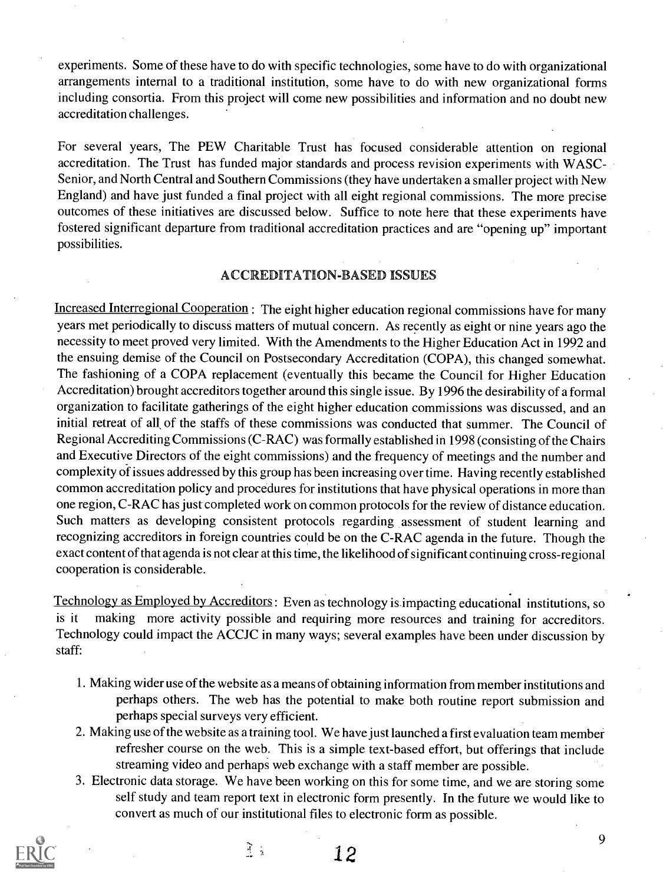experiments. Some of these have to do with specific technologies, some have to do with organizational arrangements internal to a traditional institution, some have to do with new organizational forms including consortia. From this project will come new possibilities and information and no doubt new accreditation challenges.

For several years, The PEW Charitable Trust has focused considerable attention on regional accreditation. The Trust has funded major standards and process revision experiments with WASC-Senior, and North Central and Southern Commissions (they have undertaken a smaller project with New England) and have just funded a final project with all eight regional commissions. The more precise outcomes of these initiatives are discussed below. Suffice to note here that these experiments have fostered significant departure from traditional accreditation practices and are "opening up" important possibilities.

## ACCREDITATION-BASED ISSUES

Increased Interregional Cooperation: The eight higher education regional commissions have for many years met periodically to discuss matters of mutual concern. As recently as eight or nine years ago the necessity to meet proved very limited. With the Amendments to the Higher Education Act in 1992 and the ensuing demise of the Council on Postsecondary Accreditation (COPA), this changed somewhat. The fashioning of a COPA replacement (eventually this became the Council for Higher Education Accreditation) brought accreditors together around this single issue. By 1996 the desirability of a formal organization to facilitate gatherings of the eight higher education commissions was discussed, and an initial retreat of all of the staffs of these commissions was conducted that summer. The Council of Regional Accrediting Commissions (C-RAC) was formally established in 1998 (consisting of the Chairs and Executive Directors of the eight commissions) and the frequency of meetings and the number and complexity of issues addressed by this group has been increasing over time. Having recently established common accreditation policy and procedures for institutions that have physical operations in more than one region, C-RAC has just completed work on common protocols for the review of distance education. Such matters as developing consistent protocols regarding assessment of student learning and recognizing accreditors in foreign countries could be on the C-RAC agenda in the future. Though the exact content of that agenda is not clear at this time, the likelihood of significant continuing cross-regional cooperation is considerable.

Technology as Employed by Accreditors: Even as technology is impacting educational institutions, so is it making more activity possible and requiring more resources and training for accreditors. Technology could impact the ACCJC in many ways; several examples have been under discussion by staff:

1. Making wider use of the website as a means of obtaining information from member institutions and perhaps others. The web has the potential to make both routine report submission and perhaps special surveys very efficient.
2. Making use of the website as a training tool. We have just launched a first evaluation team member refresher course on the web. This is a simple text-based effort, but offerings that include streaming video and perhaps web exchange with a staff member are possible.
3. Electronic data storage. We have been working on this for some time, and we are storing some self study and team report text in electronic form presently. In the future we would like to convert as much of our institutional files to electronic form as possible.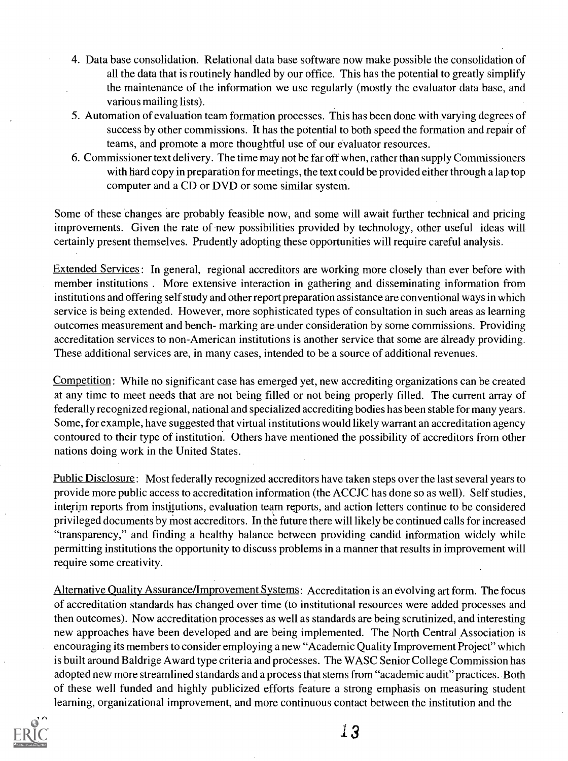4. Data base consolidation. Relational data base software now make possible the consolidation of all the data that is routinely handled by our office. This has the potential to greatly simplify the maintenance of the information we use regularly (mostly the evaluator data base, and various mailing lists).
5. Automation of evaluation team formation processes. This has been done with varying degrees of success by other commissions. It has the potential to both speed the formation and repair of teams, and promote a more thoughtful use of our evaluator resources.
6. Commissioner text delivery. The time may not be far off when, rather than supply Commissioners with hard copy in preparation for meetings, the text could be provided either through a lap top computer and a CD or DVD or some similar system.

Some of these changes are probably feasible now, and some will await further technical and pricing improvements. Given the rate of new possibilities provided by technology, other useful ideas will certainly present themselves. Prudently adopting these opportunities will require careful analysis.

Extended Services: In general, regional accreditors are working more closely than ever before with member institutions . More extensive interaction in gathering and disseminating information from institutions and offering self study and other report preparation assistance are conventional ways in which service is being extended. However, more sophisticated types of consultation in such areas as learning outcomes measurement and bench- marking are under consideration by some commissions. Providing accreditation services to non-American institutions is another service that some are already providing. These additional services are, in many cases, intended to be a source of additional revenues.

Competition: While no significant case has emerged yet, new accrediting organizations can be created at any time to meet needs that are not being filled or not being properly filled. The current array of federally recognized regional, national and specialized accrediting bodies has been stable for many years. Some, for example, have suggested that virtual institutions would likely warrant an accreditation agency contoured to their type of institution. Others have mentioned the possibility of accreditors from other nations doing work in the United States.

Public Disclosure: Most federally recognized accreditors have taken steps over the last several years to provide more public access to accreditation information (the ACCJC has done so as well). Self studies, interim reports from institutions, evaluation team reports, and action letters continue to be considered privileged documents by most accreditors. In the future there will likely be continued calls for increased "transparency," and finding a healthy balance between providing candid information widely while permitting institutions the opportunity to discuss problems in a manner that results in improvement will require some creativity.

Alternative Quality Assurance/Improvement Systems: Accreditation is an evolving art form. The focus of accreditation standards has changed over time (to institutional resources were added processes and then outcomes). Now accreditation processes as well as standards are being scrutinized, and interesting new approaches have been developed and are being implemented. The North Central Association is encouraging its members to consider employing a new "Academic Quality Improvement Project" which is built around Baldrige Award type criteria and processes. The WASC Senior College Commission has adopted new more streamlined standards and a process that stems from "academic audit" practices. Both of these well funded and highly publicized efforts feature a strong emphasis on measuring student learning, organizational improvement, and more continuous contact between the institution and the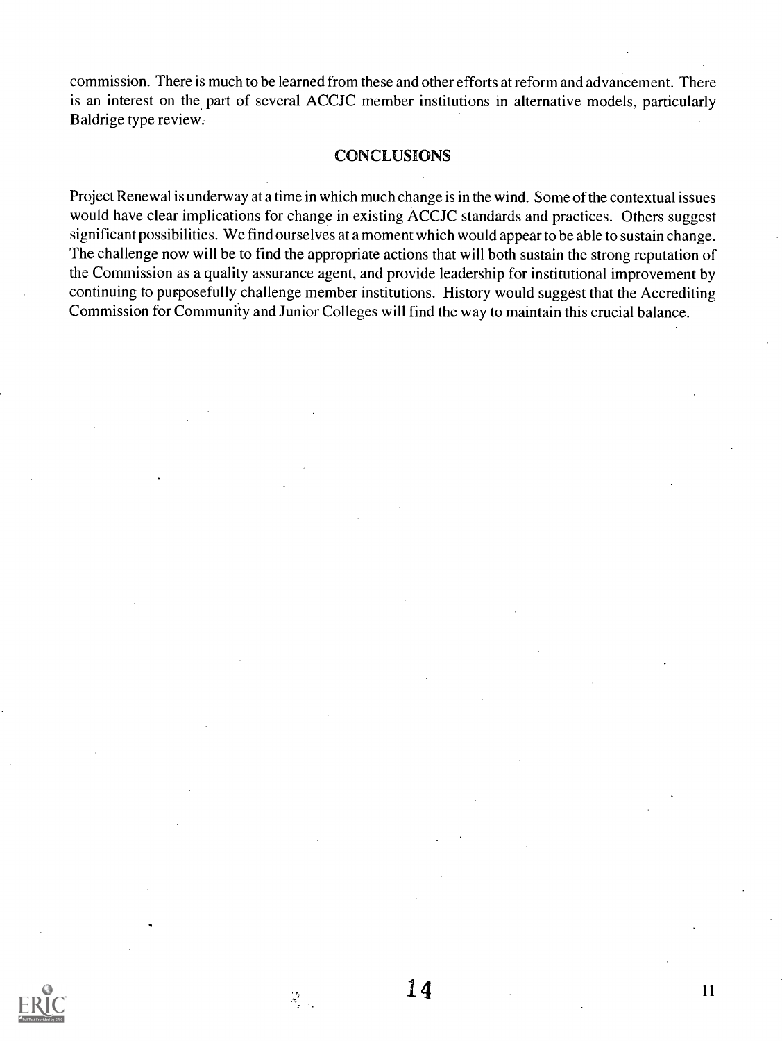commission. There is much to be learned from these and other efforts at reform and advancement. There is an interest on the part of several ACCJC member institutions in alternative models, particularly Baldrige type review.

## CONCLUSIONS

Project Renewal is underway at a time in which much change is in the wind. Some of the contextual issues would have clear implications for change in existing ACCJC standards and practices. Others suggest significant possibilities. We find ourselves at a moment which would appear to be able to sustain change. The challenge now will be to find the appropriate actions that will both sustain the strong reputation of the Commission as a quality assurance agent, and provide leadership for institutional improvement by continuing to purposefully challenge member institutions. History would suggest that the Accrediting Commission for Community and Junior Colleges will find the way to maintain this crucial balance.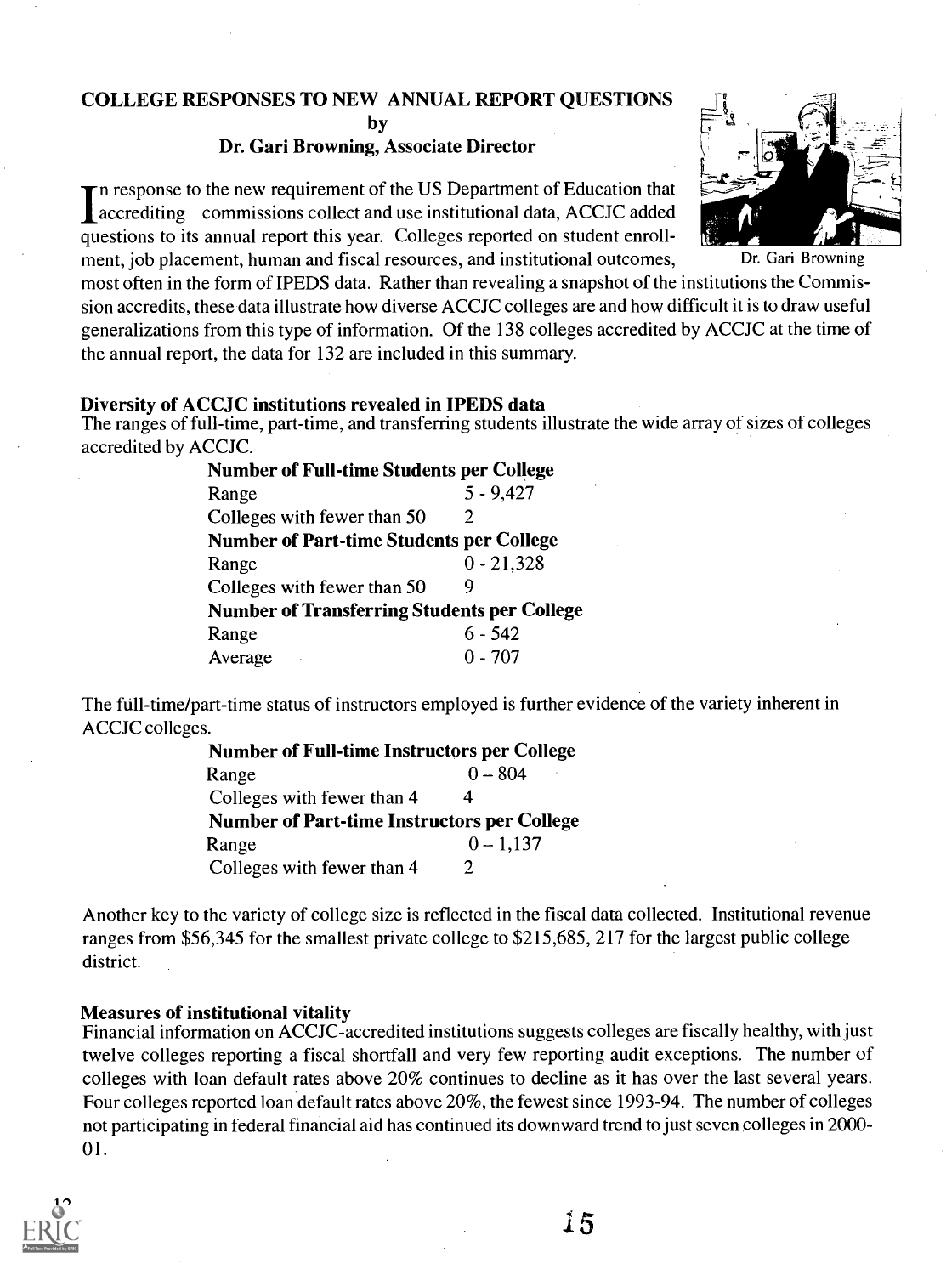## COLLEGE RESPONSES TO NEW ANNUAL REPORT QUESTIONS
by
**Dr. Gari Browning, Associate Director**

Dr. Gari Browning

In response to the new requirement of the US Department of Education that accrediting commissions collect and use institutional data, ACCJC added questions to its annual report this year. Colleges reported on student enrollment, job placement, human and fiscal resources, and institutional outcomes, most often in the form of IPEDS data. Rather than revealing a snapshot of the institutions the Commission accredits, these data illustrate how diverse ACCJC colleges are and how difficult it is to draw useful generalizations from this type of information. Of the 138 colleges accredited by ACCJC at the time of the annual report, the data for 132 are included in this summary.

### Diversity of ACCJC institutions revealed in IPEDS data

The ranges of full-time, part-time, and transferring students illustrate the wide array of sizes of colleges accredited by ACCJC.

| **Number of Full-time Students per College** | |
|---|---|
| Range | 5 - 9,427 |
| Colleges with fewer than 50 | 2 |
| **Number of Part-time Students per College** | |
| Range | 0 - 21,328 |
| Colleges with fewer than 50 | 9 |
| **Number of Transferring Students per College** | |
| Range | 6 - 542 |
| Average | 0 - 707 |

The full-time/part-time status of instructors employed is further evidence of the variety inherent in ACCJC colleges.

| **Number of Full-time Instructors per College** | |
|---|---|
| Range | 0 – 804 |
| Colleges with fewer than 4 | 4 |
| **Number of Part-time Instructors per College** | |
| Range | 0 – 1,137 |
| Colleges with fewer than 4 | 2 |

Another key to the variety of college size is reflected in the fiscal data collected. Institutional revenue ranges from $56,345 for the smallest private college to $215,685, 217 for the largest public college district.

### Measures of institutional vitality

Financial information on ACCJC-accredited institutions suggests colleges are fiscally healthy, with just twelve colleges reporting a fiscal shortfall and very few reporting audit exceptions. The number of colleges with loan default rates above 20% continues to decline as it has over the last several years. Four colleges reported loan default rates above 20%, the fewest since 1993-94. The number of colleges not participating in federal financial aid has continued its downward trend to just seven colleges in 2000-01.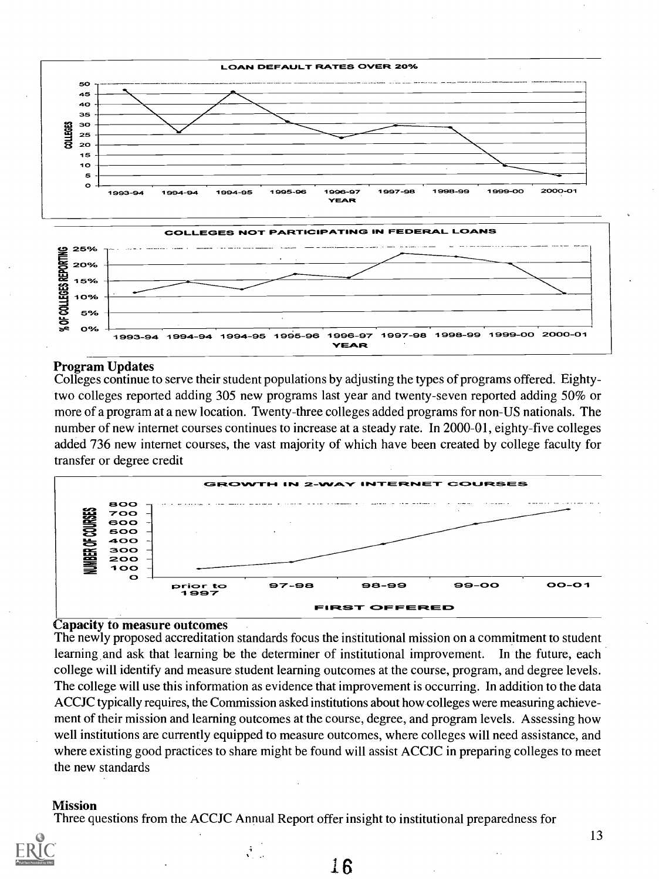LOAN DEFAULT RATES OVER 20%

COLLEGES NOT PARTICIPATING IN FEDERAL LOANS

**Program Updates**

Colleges continue to serve their student populations by adjusting the types of programs offered. Eighty-two colleges reported adding 305 new programs last year and twenty-seven reported adding 50% or more of a program at a new location. Twenty-three colleges added programs for non-US nationals. The number of new internet courses continues to increase at a steady rate. In 2000-01, eighty-five colleges added 736 new internet courses, the vast majority of which have been created by college faculty for transfer or degree credit

GROWTH IN 2-WAY INTERNET COURSES

**Capacity to measure outcomes**

The newly proposed accreditation standards focus the institutional mission on a commitment to student learning and ask that learning be the determiner of institutional improvement. In the future, each college will identify and measure student learning outcomes at the course, program, and degree levels. The college will use this information as evidence that improvement is occurring. In addition to the data ACCJC typically requires, the Commission asked institutions about how colleges were measuring achievement of their mission and learning outcomes at the course, degree, and program levels. Assessing how well institutions are currently equipped to measure outcomes, where colleges will need assistance, and where existing good practices to share might be found will assist ACCJC in preparing colleges to meet the new standards

**Mission**

Three questions from the ACCJC Annual Report offer insight to institutional preparedness for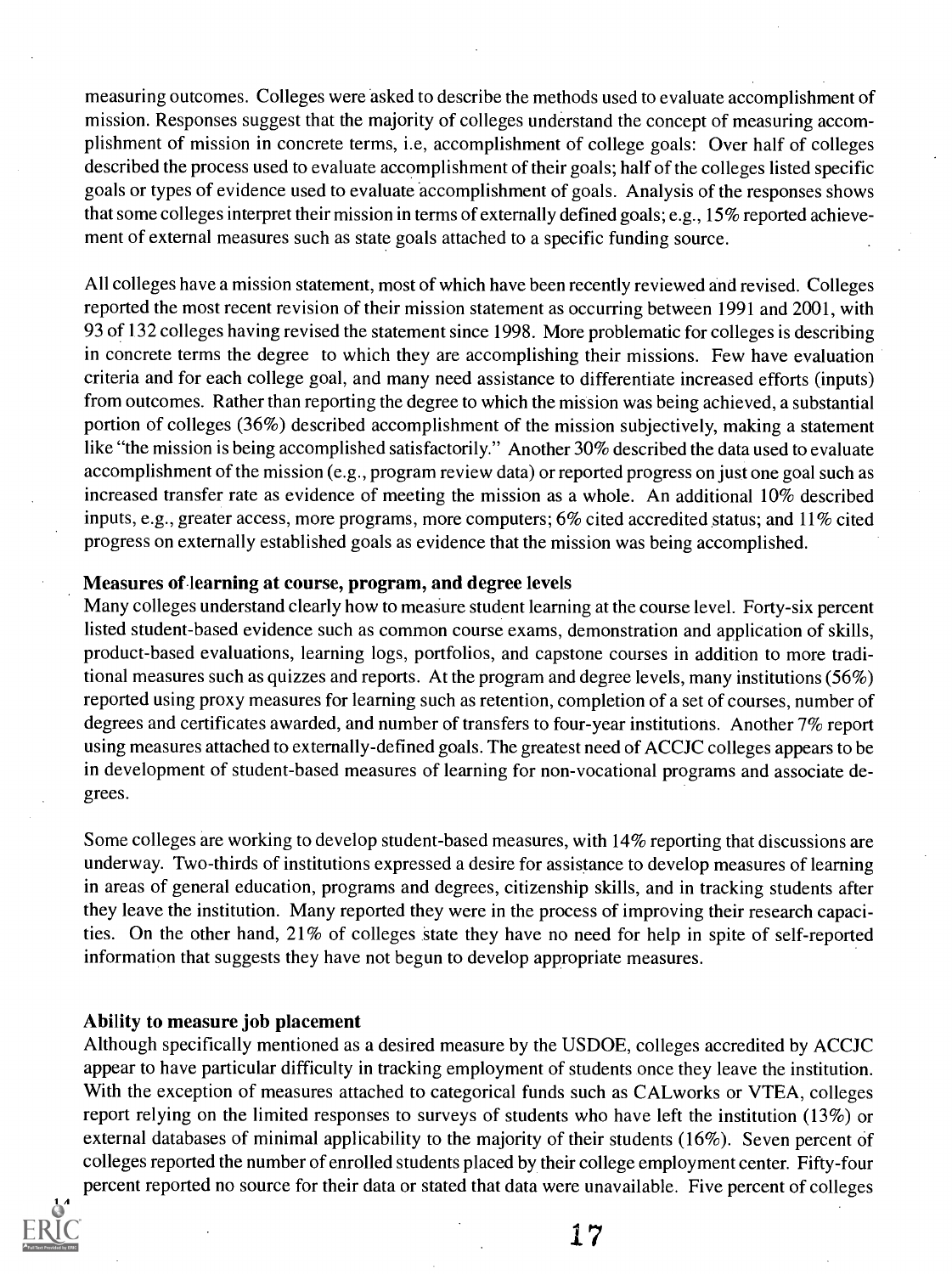measuring outcomes. Colleges were asked to describe the methods used to evaluate accomplishment of mission. Responses suggest that the majority of colleges understand the concept of measuring accomplishment of mission in concrete terms, i.e, accomplishment of college goals: Over half of colleges described the process used to evaluate accomplishment of their goals; half of the colleges listed specific goals or types of evidence used to evaluate accomplishment of goals. Analysis of the responses shows that some colleges interpret their mission in terms of externally defined goals; e.g., 15% reported achievement of external measures such as state goals attached to a specific funding source.

All colleges have a mission statement, most of which have been recently reviewed and revised. Colleges reported the most recent revision of their mission statement as occurring between 1991 and 2001, with 93 of 132 colleges having revised the statement since 1998. More problematic for colleges is describing in concrete terms the degree to which they are accomplishing their missions. Few have evaluation criteria and for each college goal, and many need assistance to differentiate increased efforts (inputs) from outcomes. Rather than reporting the degree to which the mission was being achieved, a substantial portion of colleges (36%) described accomplishment of the mission subjectively, making a statement like "the mission is being accomplished satisfactorily." Another 30% described the data used to evaluate accomplishment of the mission (e.g., program review data) or reported progress on just one goal such as increased transfer rate as evidence of meeting the mission as a whole. An additional 10% described inputs, e.g., greater access, more programs, more computers; 6% cited accredited status; and 11% cited progress on externally established goals as evidence that the mission was being accomplished.

**Measures of learning at course, program, and degree levels**

Many colleges understand clearly how to measure student learning at the course level. Forty-six percent listed student-based evidence such as common course exams, demonstration and application of skills, product-based evaluations, learning logs, portfolios, and capstone courses in addition to more traditional measures such as quizzes and reports. At the program and degree levels, many institutions (56%) reported using proxy measures for learning such as retention, completion of a set of courses, number of degrees and certificates awarded, and number of transfers to four-year institutions. Another 7% report using measures attached to externally-defined goals. The greatest need of ACCJC colleges appears to be in development of student-based measures of learning for non-vocational programs and associate degrees.

Some colleges are working to develop student-based measures, with 14% reporting that discussions are underway. Two-thirds of institutions expressed a desire for assistance to develop measures of learning in areas of general education, programs and degrees, citizenship skills, and in tracking students after they leave the institution. Many reported they were in the process of improving their research capacities. On the other hand, 21% of colleges state they have no need for help in spite of self-reported information that suggests they have not begun to develop appropriate measures.

**Ability to measure job placement**

Although specifically mentioned as a desired measure by the USDOE, colleges accredited by ACCJC appear to have particular difficulty in tracking employment of students once they leave the institution. With the exception of measures attached to categorical funds such as CALworks or VTEA, colleges report relying on the limited responses to surveys of students who have left the institution (13%) or external databases of minimal applicability to the majority of their students (16%). Seven percent of colleges reported the number of enrolled students placed by their college employment center. Fifty-four percent reported no source for their data or stated that data were unavailable. Five percent of colleges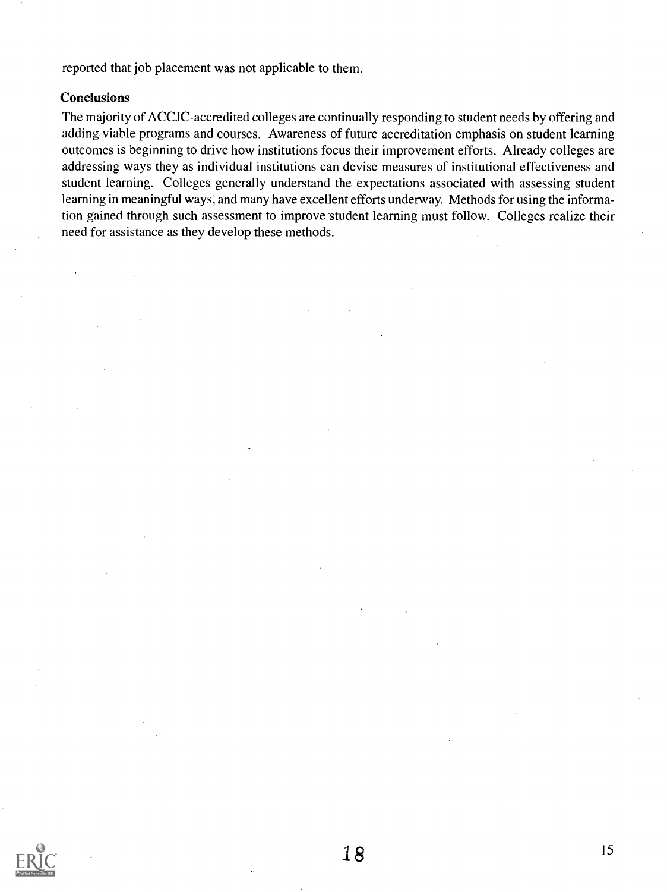reported that job placement was not applicable to them.

### Conclusions

The majority of ACCJC-accredited colleges are continually responding to student needs by offering and adding viable programs and courses. Awareness of future accreditation emphasis on student learning outcomes is beginning to drive how institutions focus their improvement efforts. Already colleges are addressing ways they as individual institutions can devise measures of institutional effectiveness and student learning. Colleges generally understand the expectations associated with assessing student learning in meaningful ways, and many have excellent efforts underway. Methods for using the information gained through such assessment to improve student learning must follow. Colleges realize their need for assistance as they develop these methods.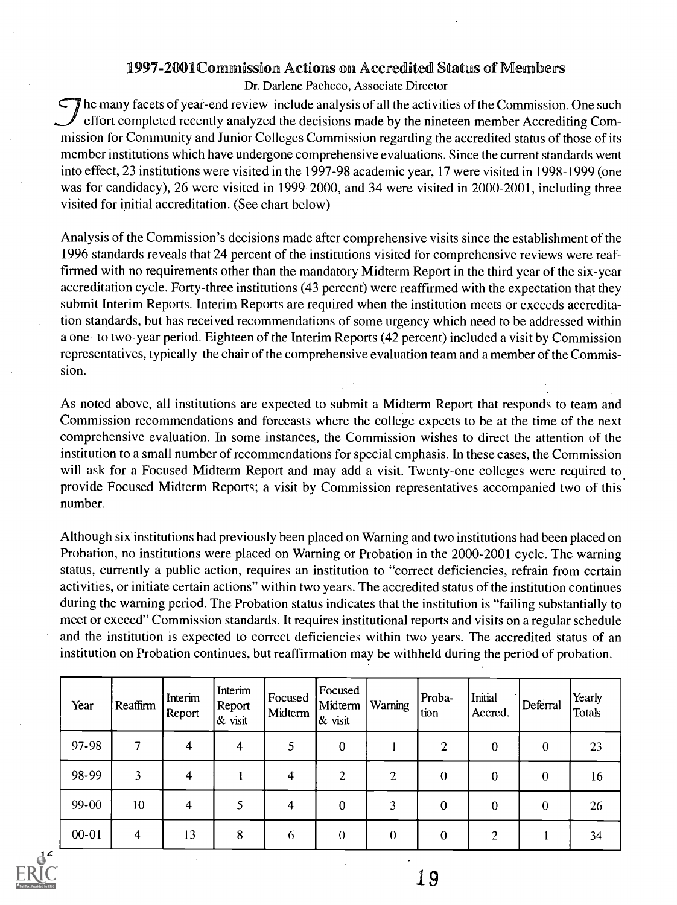## 1997-2001 Commission Actions on Accredited Status of Members

Dr. Darlene Pacheco, Associate Director

The many facets of year-end review include analysis of all the activities of the Commission. One such effort completed recently analyzed the decisions made by the nineteen member Accrediting Commission for Community and Junior Colleges Commission regarding the accredited status of those of its member institutions which have undergone comprehensive evaluations. Since the current standards went into effect, 23 institutions were visited in the 1997-98 academic year, 17 were visited in 1998-1999 (one was for candidacy), 26 were visited in 1999-2000, and 34 were visited in 2000-2001, including three visited for initial accreditation. (See chart below)

Analysis of the Commission's decisions made after comprehensive visits since the establishment of the 1996 standards reveals that 24 percent of the institutions visited for comprehensive reviews were reaffirmed with no requirements other than the mandatory Midterm Report in the third year of the six-year accreditation cycle. Forty-three institutions (43 percent) were reaffirmed with the expectation that they submit Interim Reports. Interim Reports are required when the institution meets or exceeds accreditation standards, but has received recommendations of some urgency which need to be addressed within a one- to two-year period. Eighteen of the Interim Reports (42 percent) included a visit by Commission representatives, typically the chair of the comprehensive evaluation team and a member of the Commission.

As noted above, all institutions are expected to submit a Midterm Report that responds to team and Commission recommendations and forecasts where the college expects to be at the time of the next comprehensive evaluation. In some instances, the Commission wishes to direct the attention of the institution to a small number of recommendations for special emphasis. In these cases, the Commission will ask for a Focused Midterm Report and may add a visit. Twenty-one colleges were required to provide Focused Midterm Reports; a visit by Commission representatives accompanied two of this number.

Although six institutions had previously been placed on Warning and two institutions had been placed on Probation, no institutions were placed on Warning or Probation in the 2000-2001 cycle. The warning status, currently a public action, requires an institution to "correct deficiencies, refrain from certain activities, or initiate certain actions" within two years. The accredited status of the institution continues during the warning period. The Probation status indicates that the institution is "failing substantially to meet or exceed" Commission standards. It requires institutional reports and visits on a regular schedule and the institution is expected to correct deficiencies within two years. The accredited status of an institution on Probation continues, but reaffirmation may be withheld during the period of probation.

| Year | Reaffirm | Interim Report | Interim Report & visit | Focused Midterm | Focused Midterm & visit | Warning | Probation | Initial Accred. | Deferral | Yearly Totals |
|---|---|---|---|---|---|---|---|---|---|---|
| 97-98 | 7 | 4 | 4 | 5 | 0 | 1 | 2 | 0 | 0 | 23 |
| 98-99 | 3 | 4 | 1 | 4 | 2 | 2 | 0 | 0 | 0 | 16 |
| 99-00 | 10 | 4 | 5 | 4 | 0 | 3 | 0 | 0 | 0 | 26 |
| 00-01 | 4 | 13 | 8 | 6 | 0 | 0 | 0 | 2 | 1 | 34 |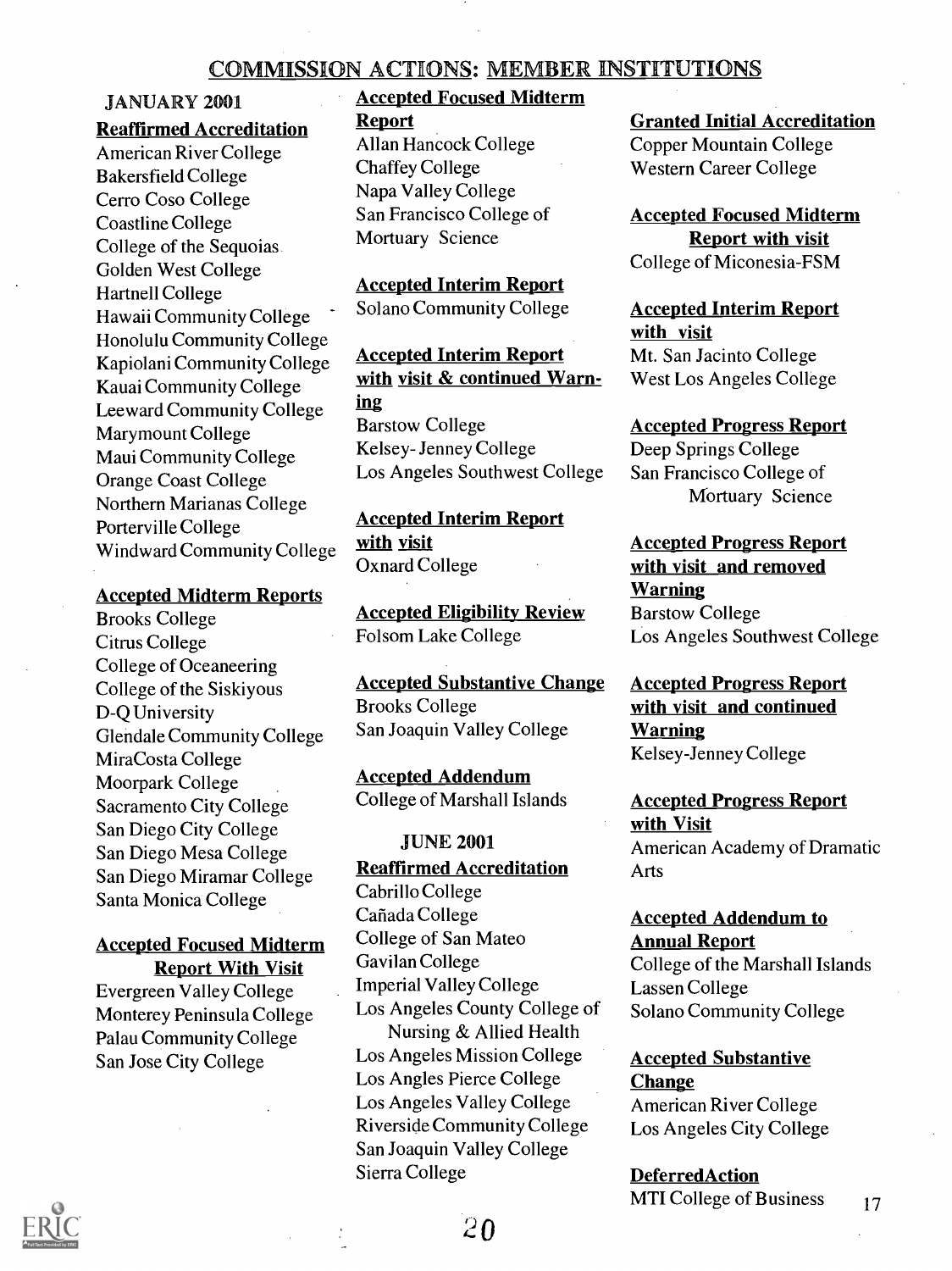# COMMISSION ACTIONS: MEMBER INSTITUTIONS

## JANUARY 2001

### Reaffirmed Accreditation

American River College
Bakersfield College
Cerro Coso College
Coastline College
College of the Sequoias
Golden West College
Hartnell College
Hawaii Community College
Honolulu Community College
Kapiolani Community College
Kauai Community College
Leeward Community College
Marymount College
Maui Community College
Orange Coast College
Northern Marianas College
Porterville College
Windward Community College

### Accepted Midterm Reports

Brooks College
Citrus College
College of Oceaneering
College of the Siskiyous
D-Q University
Glendale Community College
MiraCosta College
Moorpark College
Sacramento City College
San Diego City College
San Diego Mesa College
San Diego Miramar College
Santa Monica College

### Accepted Focused Midterm Report With Visit

Evergreen Valley College
Monterey Peninsula College
Palau Community College
San Jose City College

### Accepted Focused Midterm Report

Allan Hancock College
Chaffey College
Napa Valley College
San Francisco College of Mortuary Science

### Accepted Interim Report

Solano Community College

### Accepted Interim Report with visit & continued Warning

Barstow College
Kelsey- Jenney College
Los Angeles Southwest College

### Accepted Interim Report with visit

Oxnard College

### Accepted Eligibility Review

Folsom Lake College

### Accepted Substantive Change

Brooks College
San Joaquin Valley College

### Accepted Addendum

College of Marshall Islands

## JUNE 2001

### Reaffirmed Accreditation

Cabrillo College
Cañada College
College of San Mateo
Gavilan College
Imperial Valley College
Los Angeles County College of Nursing & Allied Health
Los Angeles Mission College
Los Angles Pierce College
Los Angeles Valley College
Riverside Community College
San Joaquin Valley College
Sierra College

### Granted Initial Accreditation

Copper Mountain College
Western Career College

### Accepted Focused Midterm Report with visit

College of Miconesia-FSM

### Accepted Interim Report with visit

Mt. San Jacinto College
West Los Angeles College

### Accepted Progress Report

Deep Springs College
San Francisco College of Mortuary Science

### Accepted Progress Report with visit and removed Warning

Barstow College
Los Angeles Southwest College

### Accepted Progress Report with visit and continued Warning

Kelsey-Jenney College

### Accepted Progress Report with Visit

American Academy of Dramatic Arts

### Accepted Addendum to Annual Report

College of the Marshall Islands
Lassen College
Solano Community College

### Accepted Substantive Change

American River College
Los Angeles City College

### DeferredAction

MTI College of Business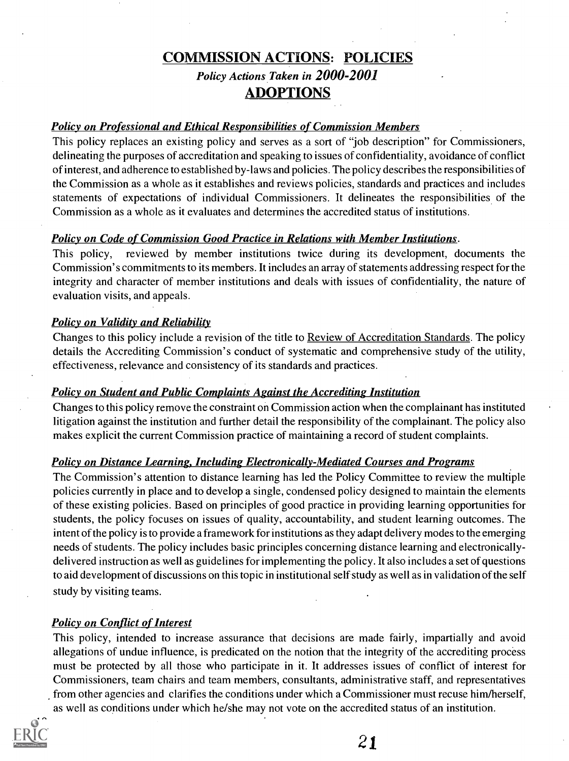# COMMISSION ACTIONS: POLICIES

## *Policy Actions Taken in 2000-2001*

## ADOPTIONS

***Policy on Professional and Ethical Responsibilities of Commission Members***

This policy replaces an existing policy and serves as a sort of "job description" for Commissioners, delineating the purposes of accreditation and speaking to issues of confidentiality, avoidance of conflict of interest, and adherence to established by-laws and policies. The policy describes the responsibilities of the Commission as a whole as it establishes and reviews policies, standards and practices and includes statements of expectations of individual Commissioners. It delineates the responsibilities of the Commission as a whole as it evaluates and determines the accredited status of institutions.

***Policy on Code of Commission Good Practice in Relations with Member Institutions.***

This policy, reviewed by member institutions twice during its development, documents the Commission's commitments to its members. It includes an array of statements addressing respect for the integrity and character of member institutions and deals with issues of confidentiality, the nature of evaluation visits, and appeals.

***Policy on Validity and Reliability***

Changes to this policy include a revision of the title to Review of Accreditation Standards. The policy details the Accrediting Commission's conduct of systematic and comprehensive study of the utility, effectiveness, relevance and consistency of its standards and practices.

***Policy on Student and Public Complaints Against the Accrediting Institution***

Changes to this policy remove the constraint on Commission action when the complainant has instituted litigation against the institution and further detail the responsibility of the complainant. The policy also makes explicit the current Commission practice of maintaining a record of student complaints.

***Policy on Distance Learning, Including Electronically-Mediated Courses and Programs***

The Commission's attention to distance learning has led the Policy Committee to review the multiple policies currently in place and to develop a single, condensed policy designed to maintain the elements of these existing policies. Based on principles of good practice in providing learning opportunities for students, the policy focuses on issues of quality, accountability, and student learning outcomes. The intent of the policy is to provide a framework for institutions as they adapt delivery modes to the emerging needs of students. The policy includes basic principles concerning distance learning and electronically-delivered instruction as well as guidelines for implementing the policy. It also includes a set of questions to aid development of discussions on this topic in institutional self study as well as in validation of the self study by visiting teams.

***Policy on Conflict of Interest***

This policy, intended to increase assurance that decisions are made fairly, impartially and avoid allegations of undue influence, is predicated on the notion that the integrity of the accrediting process must be protected by all those who participate in it. It addresses issues of conflict of interest for Commissioners, team chairs and team members, consultants, administrative staff, and representatives from other agencies and clarifies the conditions under which a Commissioner must recuse him/herself, as well as conditions under which he/she may not vote on the accredited status of an institution.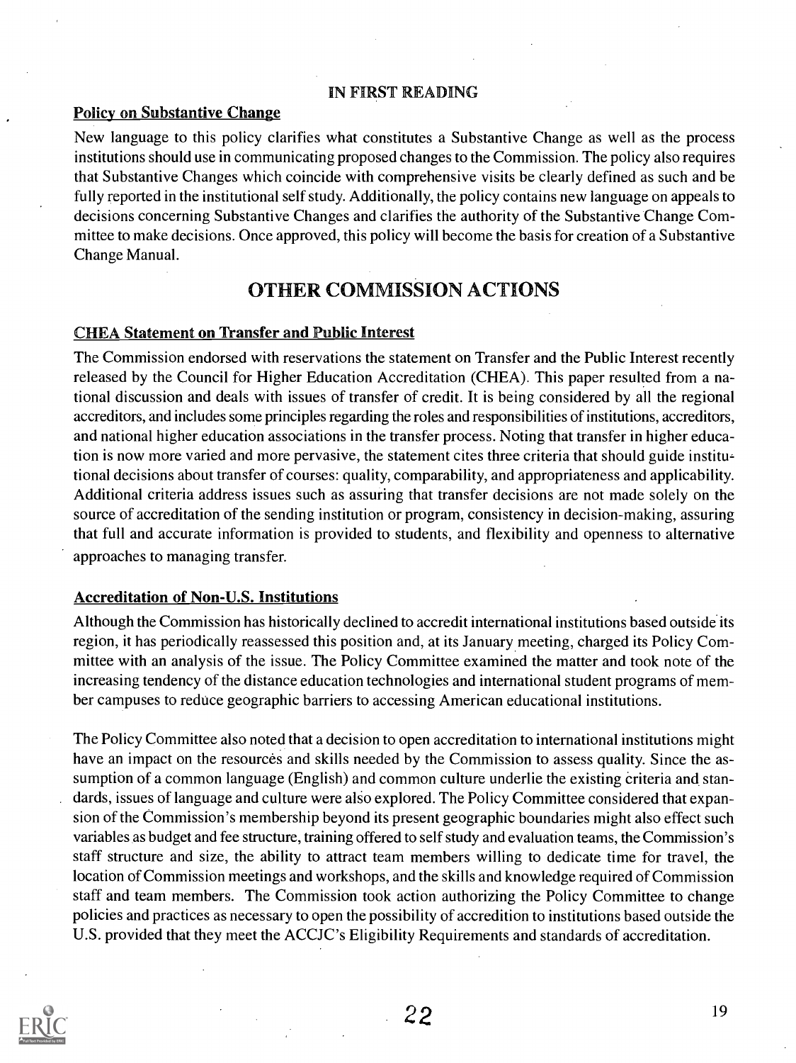IN FIRST READING

**Policy on Substantive Change**

New language to this policy clarifies what constitutes a Substantive Change as well as the process institutions should use in communicating proposed changes to the Commission. The policy also requires that Substantive Changes which coincide with comprehensive visits be clearly defined as such and be fully reported in the institutional self study. Additionally, the policy contains new language on appeals to decisions concerning Substantive Changes and clarifies the authority of the Substantive Change Committee to make decisions. Once approved, this policy will become the basis for creation of a Substantive Change Manual.

## OTHER COMMISSION ACTIONS

**CHEA Statement on Transfer and Public Interest**

The Commission endorsed with reservations the statement on Transfer and the Public Interest recently released by the Council for Higher Education Accreditation (CHEA). This paper resulted from a national discussion and deals with issues of transfer of credit. It is being considered by all the regional accreditors, and includes some principles regarding the roles and responsibilities of institutions, accreditors, and national higher education associations in the transfer process. Noting that transfer in higher education is now more varied and more pervasive, the statement cites three criteria that should guide institutional decisions about transfer of courses: quality, comparability, and appropriateness and applicability. Additional criteria address issues such as assuring that transfer decisions are not made solely on the source of accreditation of the sending institution or program, consistency in decision-making, assuring that full and accurate information is provided to students, and flexibility and openness to alternative approaches to managing transfer.

**Accreditation of Non-U.S. Institutions**

Although the Commission has historically declined to accredit international institutions based outside its region, it has periodically reassessed this position and, at its January meeting, charged its Policy Committee with an analysis of the issue. The Policy Committee examined the matter and took note of the increasing tendency of the distance education technologies and international student programs of member campuses to reduce geographic barriers to accessing American educational institutions.

The Policy Committee also noted that a decision to open accreditation to international institutions might have an impact on the resources and skills needed by the Commission to assess quality. Since the assumption of a common language (English) and common culture underlie the existing criteria and standards, issues of language and culture were also explored. The Policy Committee considered that expansion of the Commission's membership beyond its present geographic boundaries might also effect such variables as budget and fee structure, training offered to self study and evaluation teams, the Commission's staff structure and size, the ability to attract team members willing to dedicate time for travel, the location of Commission meetings and workshops, and the skills and knowledge required of Commission staff and team members. The Commission took action authorizing the Policy Committee to change policies and practices as necessary to open the possibility of accredition to institutions based outside the U.S. provided that they meet the ACCJC's Eligibility Requirements and standards of accreditation.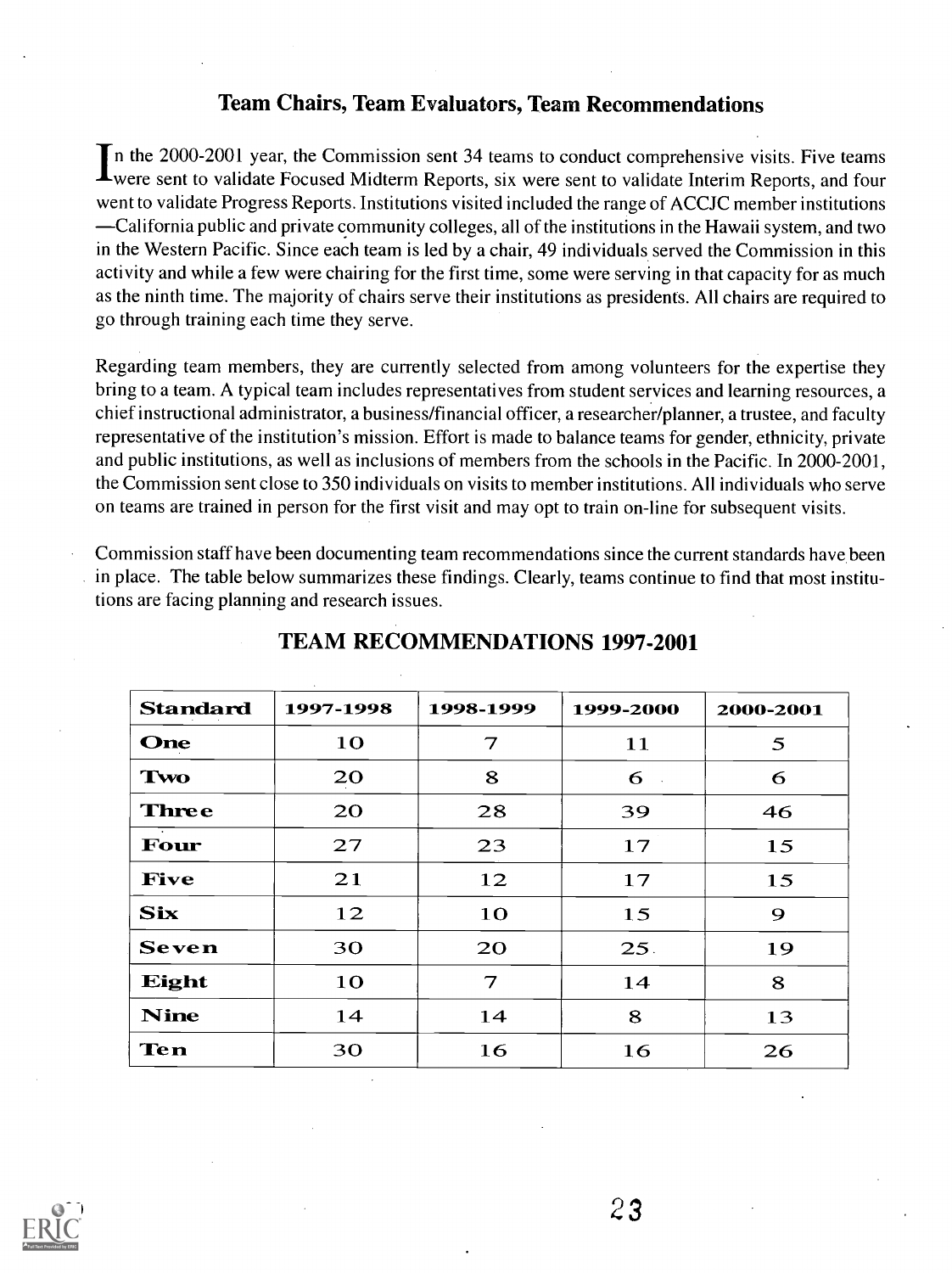## Team Chairs, Team Evaluators, Team Recommendations

In the 2000-2001 year, the Commission sent 34 teams to conduct comprehensive visits. Five teams were sent to validate Focused Midterm Reports, six were sent to validate Interim Reports, and four went to validate Progress Reports. Institutions visited included the range of ACCJC member institutions —California public and private community colleges, all of the institutions in the Hawaii system, and two in the Western Pacific. Since each team is led by a chair, 49 individuals served the Commission in this activity and while a few were chairing for the first time, some were serving in that capacity for as much as the ninth time. The majority of chairs serve their institutions as presidents. All chairs are required to go through training each time they serve.

Regarding team members, they are currently selected from among volunteers for the expertise they bring to a team. A typical team includes representatives from student services and learning resources, a chief instructional administrator, a business/financial officer, a researcher/planner, a trustee, and faculty representative of the institution's mission. Effort is made to balance teams for gender, ethnicity, private and public institutions, as well as inclusions of members from the schools in the Pacific. In 2000-2001, the Commission sent close to 350 individuals on visits to member institutions. All individuals who serve on teams are trained in person for the first visit and may opt to train on-line for subsequent visits.

Commission staff have been documenting team recommendations since the current standards have been in place. The table below summarizes these findings. Clearly, teams continue to find that most institutions are facing planning and research issues.

## TEAM RECOMMENDATIONS 1997-2001

| Standard | 1997-1998 | 1998-1999 | 1999-2000 | 2000-2001 |
|---|---|---|---|---|
| One | 10 | 7 | 11 | 5 |
| Two | 20 | 8 | 6 | 6 |
| Three | 20 | 28 | 39 | 46 |
| Four | 27 | 23 | 17 | 15 |
| Five | 21 | 12 | 17 | 15 |
| Six | 12 | 10 | 15 | 9 |
| Seven | 30 | 20 | 25 | 19 |
| Eight | 10 | 7 | 14 | 8 |
| Nine | 14 | 14 | 8 | 13 |
| Ten | 30 | 16 | 16 | 26 |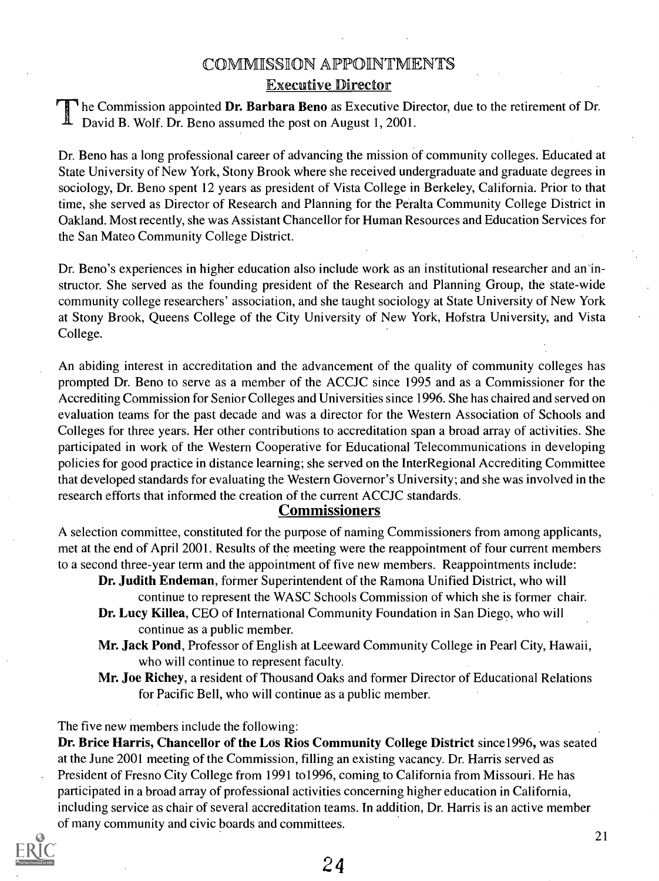# COMMISSION APPOINTMENTS

## Executive Director

The Commission appointed **Dr. Barbara Beno** as Executive Director, due to the retirement of Dr. David B. Wolf. Dr. Beno assumed the post on August 1, 2001.

Dr. Beno has a long professional career of advancing the mission of community colleges. Educated at State University of New York, Stony Brook where she received undergraduate and graduate degrees in sociology, Dr. Beno spent 12 years as president of Vista College in Berkeley, California. Prior to that time, she served as Director of Research and Planning for the Peralta Community College District in Oakland. Most recently, she was Assistant Chancellor for Human Resources and Education Services for the San Mateo Community College District.

Dr. Beno's experiences in higher education also include work as an institutional researcher and an instructor. She served as the founding president of the Research and Planning Group, the state-wide community college researchers' association, and she taught sociology at State University of New York at Stony Brook, Queens College of the City University of New York, Hofstra University, and Vista College.

An abiding interest in accreditation and the advancement of the quality of community colleges has prompted Dr. Beno to serve as a member of the ACCJC since 1995 and as a Commissioner for the Accrediting Commission for Senior Colleges and Universities since 1996. She has chaired and served on evaluation teams for the past decade and was a director for the Western Association of Schools and Colleges for three years. Her other contributions to accreditation span a broad array of activities. She participated in work of the Western Cooperative for Educational Telecommunications in developing policies for good practice in distance learning; she served on the InterRegional Accrediting Committee that developed standards for evaluating the Western Governor's University; and she was involved in the research efforts that informed the creation of the current ACCJC standards.

## Commissioners

A selection committee, constituted for the purpose of naming Commissioners from among applicants, met at the end of April 2001. Results of the meeting were the reappointment of four current members to a second three-year term and the appointment of five new members. Reappointments include:

- **Dr. Judith Endeman**, former Superintendent of the Ramona Unified District, who will continue to represent the WASC Schools Commission of which she is former chair.
- **Dr. Lucy Killea**, CEO of International Community Foundation in San Diego, who will continue as a public member.
- **Mr. Jack Pond**, Professor of English at Leeward Community College in Pearl City, Hawaii, who will continue to represent faculty.
- **Mr. Joe Richey**, a resident of Thousand Oaks and former Director of Educational Relations for Pacific Bell, who will continue as a public member.

The five new members include the following:

**Dr. Brice Harris, Chancellor of the Los Rios Community College District** since1996, was seated at the June 2001 meeting of the Commission, filling an existing vacancy. Dr. Harris served as President of Fresno City College from 1991 to1996, coming to California from Missouri. He has participated in a broad array of professional activities concerning higher education in California, including service as chair of several accreditation teams. In addition, Dr. Harris is an active member of many community and civic boards and committees.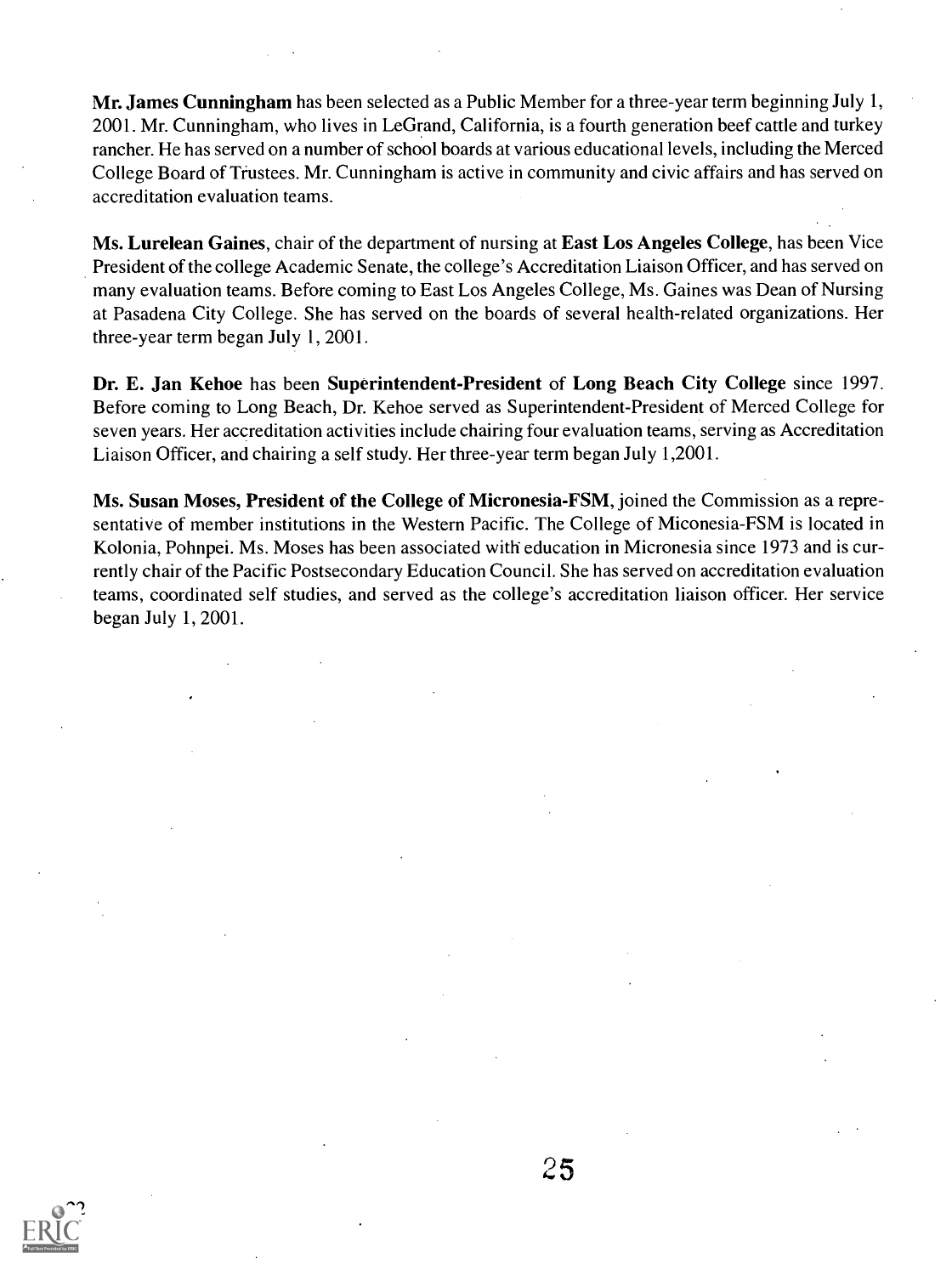**Mr. James Cunningham** has been selected as a Public Member for a three-year term beginning July 1, 2001. Mr. Cunningham, who lives in LeGrand, California, is a fourth generation beef cattle and turkey rancher. He has served on a number of school boards at various educational levels, including the Merced College Board of Trustees. Mr. Cunningham is active in community and civic affairs and has served on accreditation evaluation teams.

**Ms. Lurelean Gaines**, chair of the department of nursing at **East Los Angeles College**, has been Vice President of the college Academic Senate, the college's Accreditation Liaison Officer, and has served on many evaluation teams. Before coming to East Los Angeles College, Ms. Gaines was Dean of Nursing at Pasadena City College. She has served on the boards of several health-related organizations. Her three-year term began July 1, 2001.

**Dr. E. Jan Kehoe** has been **Superintendent-President** of **Long Beach City College** since 1997. Before coming to Long Beach, Dr. Kehoe served as Superintendent-President of Merced College for seven years. Her accreditation activities include chairing four evaluation teams, serving as Accreditation Liaison Officer, and chairing a self study. Her three-year term began July 1,2001.

**Ms. Susan Moses, President of the College of Micronesia-FSM**, joined the Commission as a representative of member institutions in the Western Pacific. The College of Miconesia-FSM is located in Kolonia, Pohnpei. Ms. Moses has been associated with education in Micronesia since 1973 and is currently chair of the Pacific Postsecondary Education Council. She has served on accreditation evaluation teams, coordinated self studies, and served as the college's accreditation liaison officer. Her service began July 1, 2001.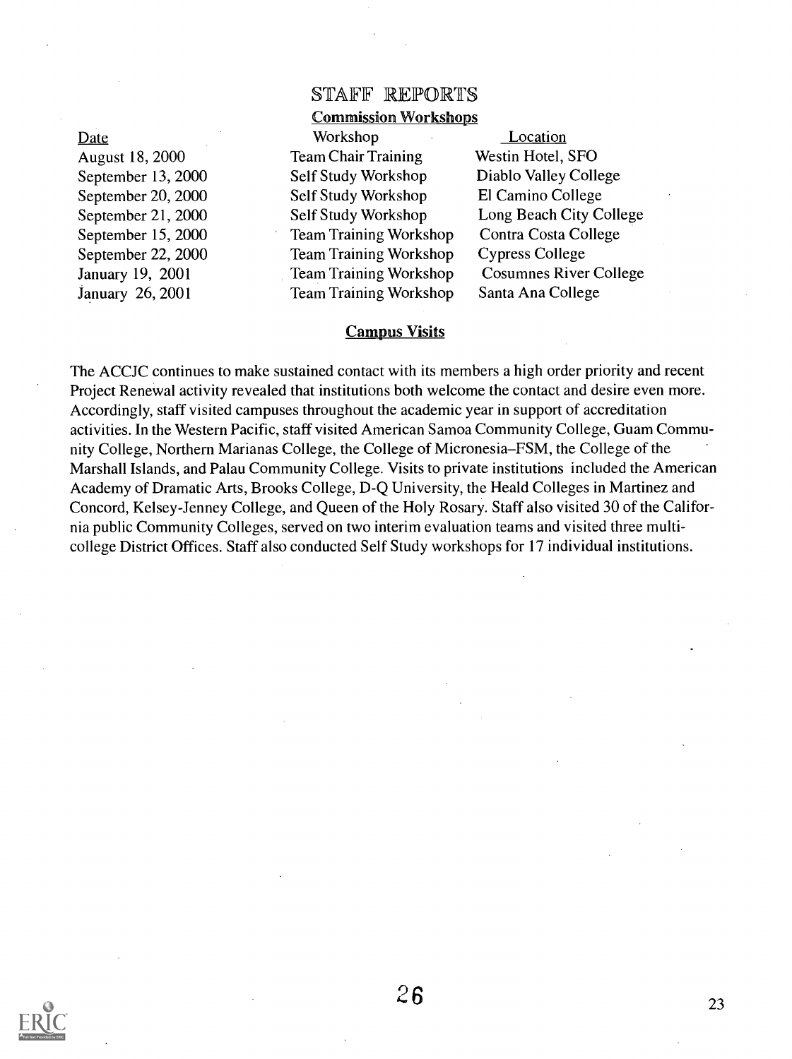## STAFF REPORTS

### Commission Workshops

| Date | Workshop | Location |
|---|---|---|
| August 18, 2000 | Team Chair Training | Westin Hotel, SFO |
| September 13, 2000 | Self Study Workshop | Diablo Valley College |
| September 20, 2000 | Self Study Workshop | El Camino College |
| September 21, 2000 | Self Study Workshop | Long Beach City College |
| September 15, 2000 | Team Training Workshop | Contra Costa College |
| September 22, 2000 | Team Training Workshop | Cypress College |
| January 19, 2001 | Team Training Workshop | Cosumnes River College |
| January 26, 2001 | Team Training Workshop | Santa Ana College |

### Campus Visits

The ACCJC continues to make sustained contact with its members a high order priority and recent Project Renewal activity revealed that institutions both welcome the contact and desire even more. Accordingly, staff visited campuses throughout the academic year in support of accreditation activities. In the Western Pacific, staff visited American Samoa Community College, Guam Community College, Northern Marianas College, the College of Micronesia–FSM, the College of the Marshall Islands, and Palau Community College. Visits to private institutions included the American Academy of Dramatic Arts, Brooks College, D-Q University, the Heald Colleges in Martinez and Concord, Kelsey-Jenney College, and Queen of the Holy Rosary. Staff also visited 30 of the California public Community Colleges, served on two interim evaluation teams and visited three multi-college District Offices. Staff also conducted Self Study workshops for 17 individual institutions.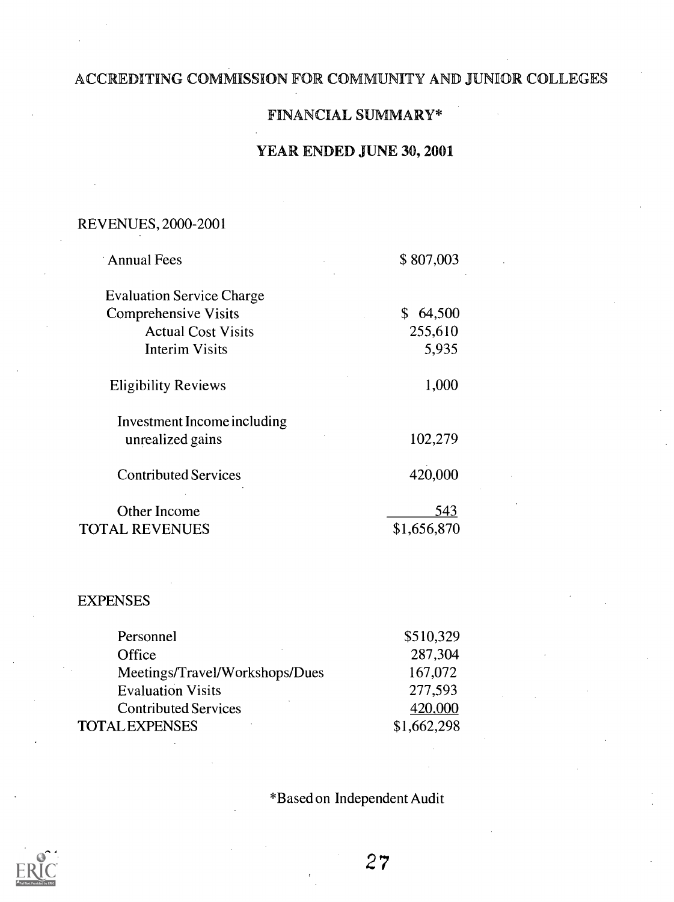# ACCREDITING COMMISSION FOR COMMUNITY AND JUNIOR COLLEGES

## FINANCIAL SUMMARY*

## YEAR ENDED JUNE 30, 2001

REVENUES, 2000-2001

| | |
|---|---|
| Annual Fees | $ 807,003 |
| Evaluation Service Charge | |
| Comprehensive Visits | $ 64,500 |
| Actual Cost Visits | 255,610 |
| Interim Visits | 5,935 |
| Eligibility Reviews | 1,000 |
| Investment Income including unrealized gains | 102,279 |
| Contributed Services | 420,000 |
| Other Income | 543 |
| TOTAL REVENUES | $1,656,870 |

EXPENSES

| | |
|---|---|
| Personnel | $510,329 |
| Office | 287,304 |
| Meetings/Travel/Workshops/Dues | 167,072 |
| Evaluation Visits | 277,593 |
| Contributed Services | 420,000 |
| TOTAL EXPENSES | $1,662,298 |

*Based on Independent Audit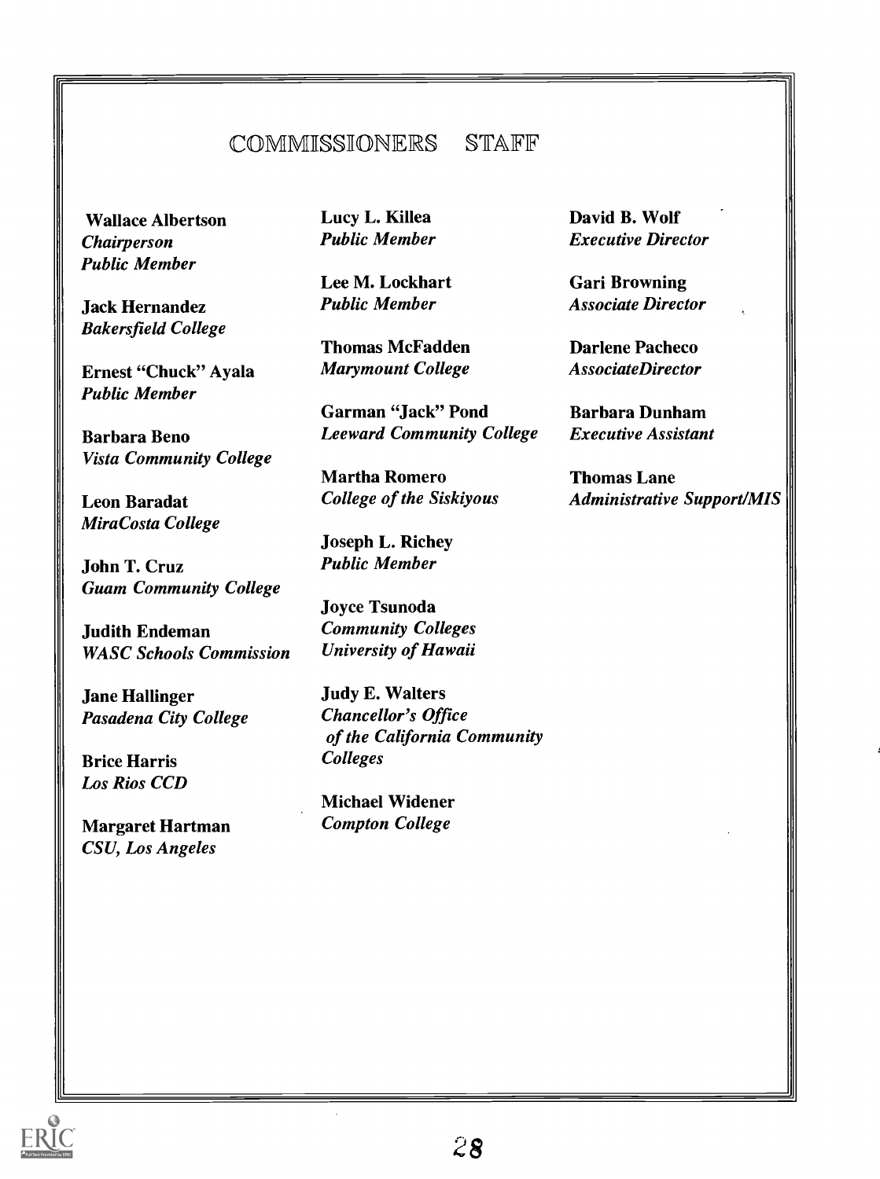## COMMISSIONERS STAFF

**Wallace Albertson**
*Chairperson*
*Public Member*

**Jack Hernandez**
*Bakersfield College*

**Ernest "Chuck" Ayala**
*Public Member*

**Barbara Beno**
*Vista Community College*

**Leon Baradat**
*MiraCosta College*

**John T. Cruz**
*Guam Community College*

**Judith Endeman**
*WASC Schools Commission*

**Jane Hallinger**
*Pasadena City College*

**Brice Harris**
*Los Rios CCD*

**Margaret Hartman**
*CSU, Los Angeles*

**Lucy L. Killea**
*Public Member*

**Lee M. Lockhart**
*Public Member*

**Thomas McFadden**
*Marymount College*

**Garman "Jack" Pond**
*Leeward Community College*

**Martha Romero**
*College of the Siskiyous*

**Joseph L. Richey**
*Public Member*

**Joyce Tsunoda**
*Community Colleges*
*University of Hawaii*

**Judy E. Walters**
*Chancellor's Office*
*of the California Community Colleges*

**Michael Widener**
*Compton College*

**David B. Wolf**
*Executive Director*

**Gari Browning**
*Associate Director*

**Darlene Pacheco**
*AssociateDirector*

**Barbara Dunham**
*Executive Assistant*

**Thomas Lane**
*Administrative Support/MIS*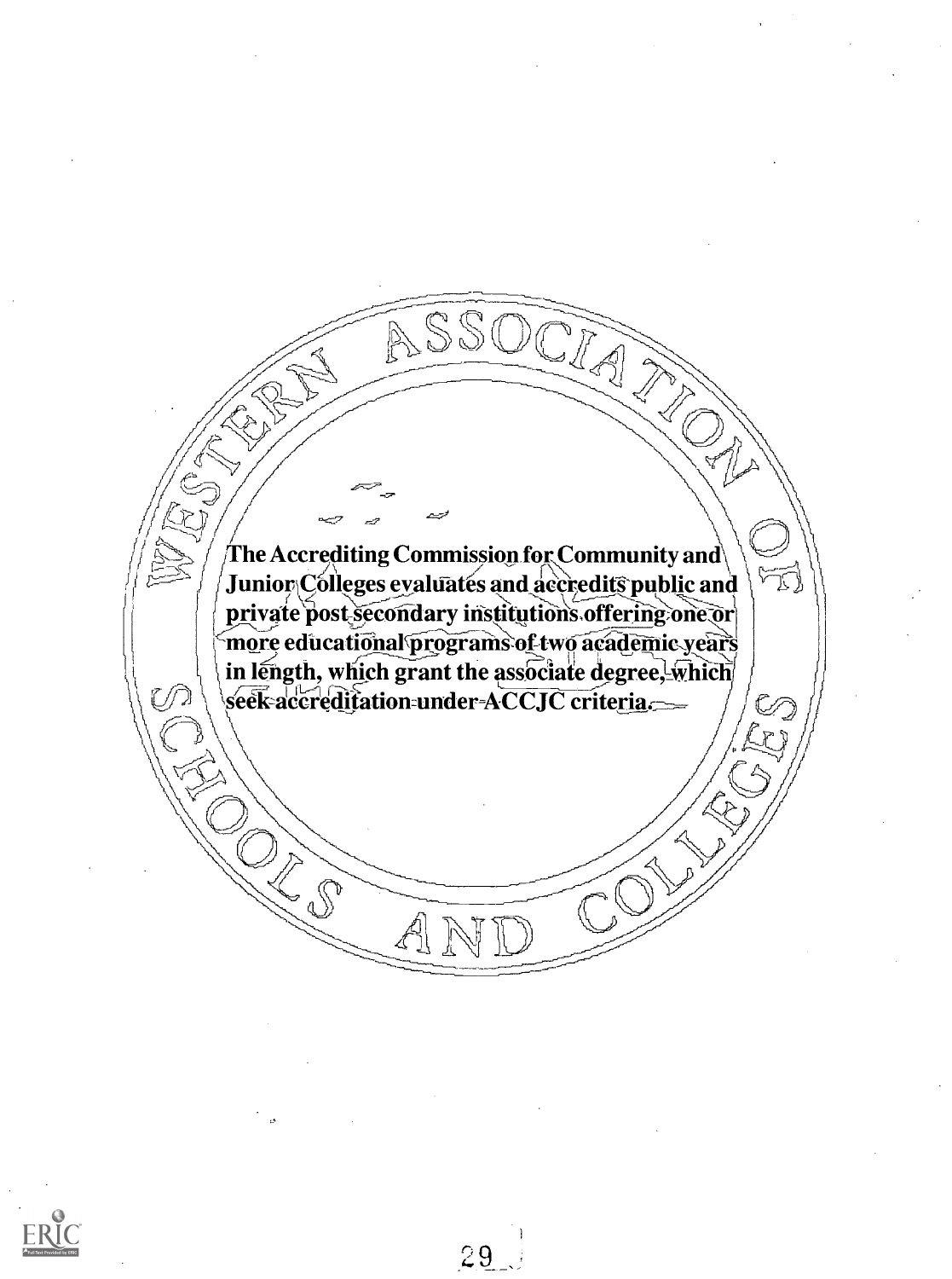WESTERN ASSOCIATION OF SCHOOLS AND COLLEGES

**The Accrediting Commission for Community and Junior Colleges evaluates and accredits public and private post-secondary institutions offering one or more educational programs of two academic years in length, which grant the associate degree, which seek accreditation under ACCJC criteria.**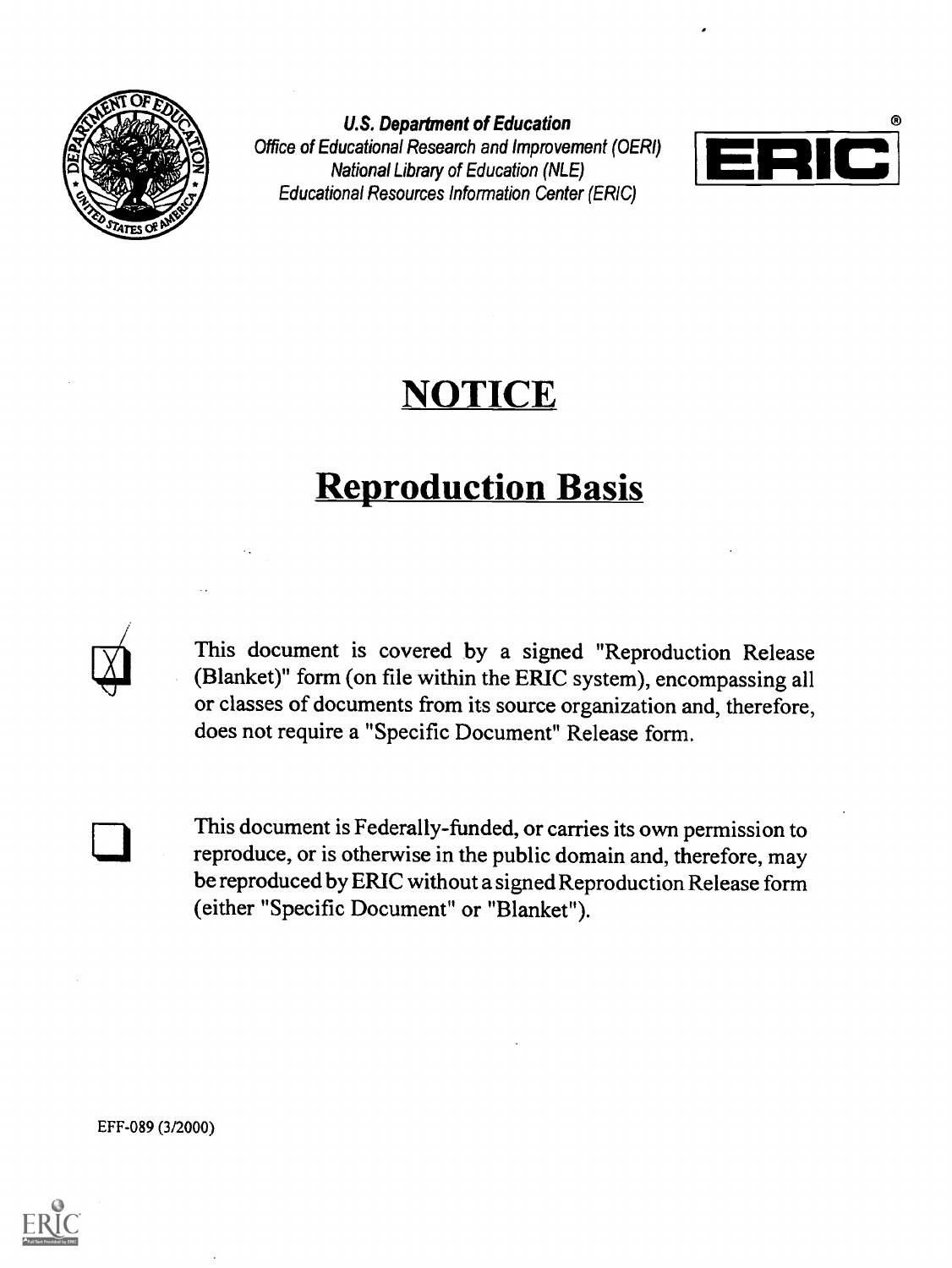**U.S. Department of Education**
Office of Educational Research and Improvement (OERI)
National Library of Education (NLE)
Educational Resources Information Center (ERIC)

ERIC®

# NOTICE

# Reproduction Basis

- [X] This document is covered by a signed "Reproduction Release (Blanket)" form (on file within the ERIC system), encompassing all or classes of documents from its source organization and, therefore, does not require a "Specific Document" Release form.

- [ ] This document is Federally-funded, or carries its own permission to reproduce, or is otherwise in the public domain and, therefore, may be reproduced by ERIC without a signed Reproduction Release form (either "Specific Document" or "Blanket").

EFF-089 (3/2000)